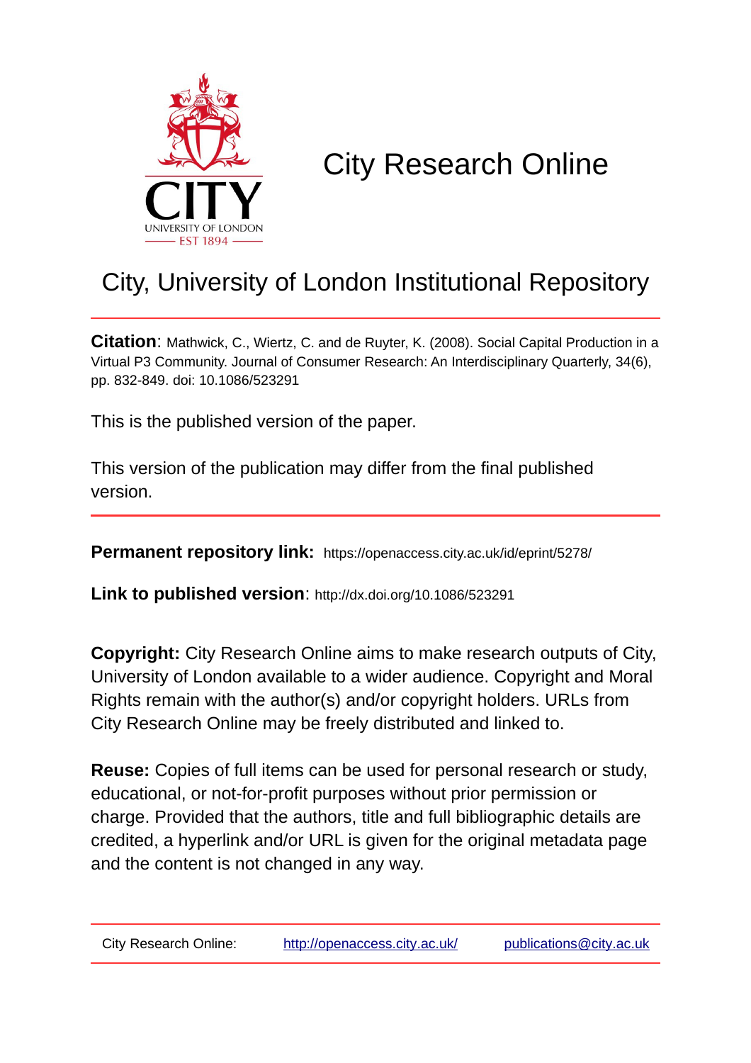CITY
UNIVERSITY OF LONDON
EST 1894

# City Research Online

## City, University of London Institutional Repository

**Citation**: Mathwick, C., Wiertz, C. and de Ruyter, K. (2008). Social Capital Production in a Virtual P3 Community. Journal of Consumer Research: An Interdisciplinary Quarterly, 34(6), pp. 832-849. doi: 10.1086/523291

This is the published version of the paper.

This version of the publication may differ from the final published version.

**Permanent repository link:** https://openaccess.city.ac.uk/id/eprint/5278/

**Link to published version**: http://dx.doi.org/10.1086/523291

**Copyright:** City Research Online aims to make research outputs of City, University of London available to a wider audience. Copyright and Moral Rights remain with the author(s) and/or copyright holders. URLs from City Research Online may be freely distributed and linked to.

**Reuse:** Copies of full items can be used for personal research or study, educational, or not-for-profit purposes without prior permission or charge. Provided that the authors, title and full bibliographic details are credited, a hyperlink and/or URL is given for the original metadata page and the content is not changed in any way.

City Research Online: http://openaccess.city.ac.uk/ publications@city.ac.uk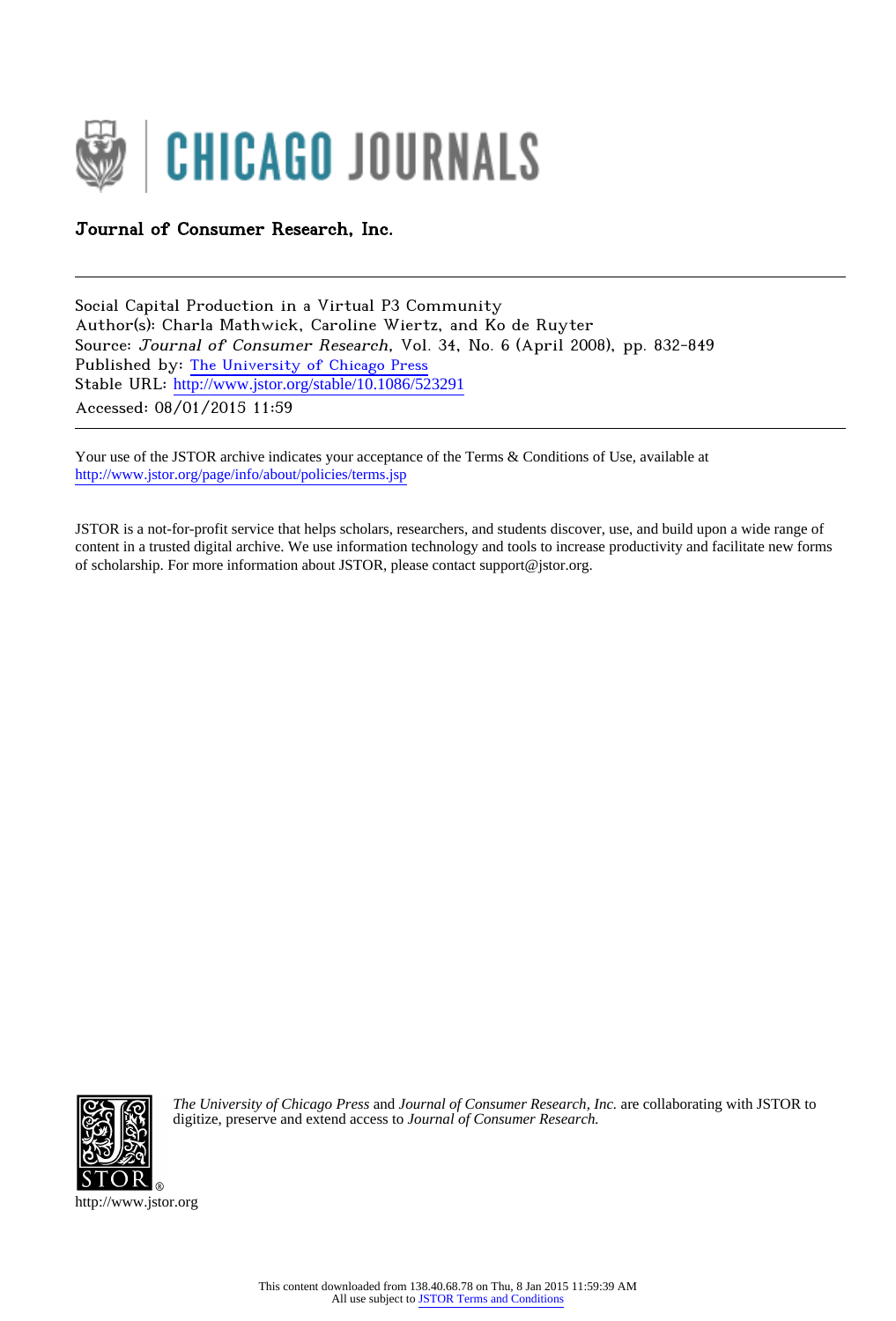Journal of Consumer Research, Inc.

Social Capital Production in a Virtual P3 Community
Author(s): Charla Mathwick, Caroline Wiertz, and Ko de Ruyter
Source: *Journal of Consumer Research*, Vol. 34, No. 6 (April 2008), pp. 832-849
Published by: The University of Chicago Press
Stable URL: http://www.jstor.org/stable/10.1086/523291
Accessed: 08/01/2015 11:59

Your use of the JSTOR archive indicates your acceptance of the Terms & Conditions of Use, available at
http://www.jstor.org/page/info/about/policies/terms.jsp

JSTOR is a not-for-profit service that helps scholars, researchers, and students discover, use, and build upon a wide range of content in a trusted digital archive. We use information technology and tools to increase productivity and facilitate new forms of scholarship. For more information about JSTOR, please contact support@jstor.org.

*The University of Chicago Press* and *Journal of Consumer Research, Inc.* are collaborating with JSTOR to digitize, preserve and extend access to *Journal of Consumer Research.*

http://www.jstor.org

This content downloaded from 138.40.68.78 on Thu, 8 Jan 2015 11:59:39 AM
All use subject to JSTOR Terms and Conditions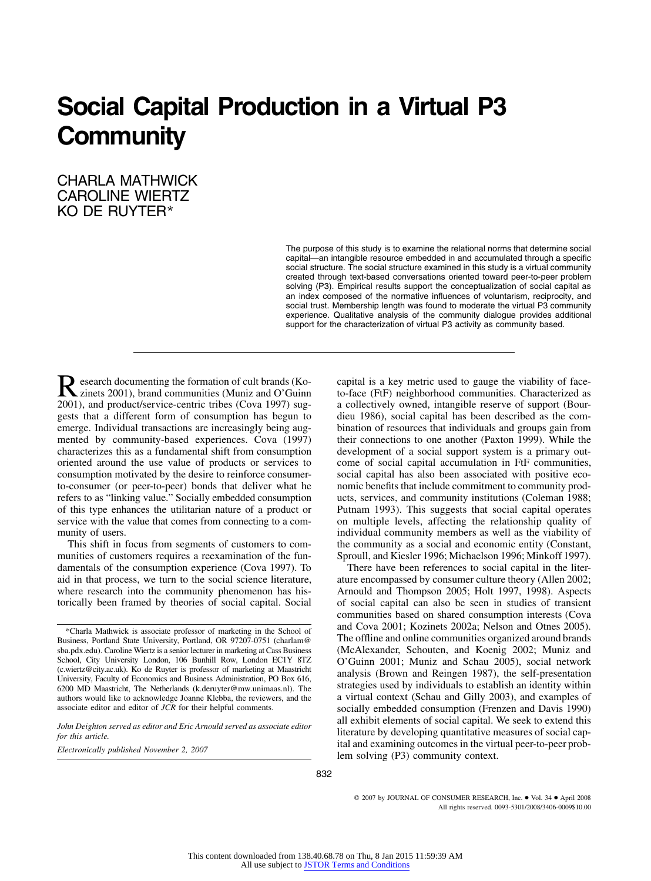# Social Capital Production in a Virtual P3 Community

CHARLA MATHWICK
CAROLINE WIERTZ
KO DE RUYTER*

The purpose of this study is to examine the relational norms that determine social capital—an intangible resource embedded in and accumulated through a specific social structure. The social structure examined in this study is a virtual community created through text-based conversations oriented toward peer-to-peer problem solving (P3). Empirical results support the conceptualization of social capital as an index composed of the normative influences of voluntarism, reciprocity, and social trust. Membership length was found to moderate the virtual P3 community experience. Qualitative analysis of the community dialogue provides additional support for the characterization of virtual P3 activity as community based.

Research documenting the formation of cult brands (Kozinets 2001), brand communities (Muniz and O'Guinn 2001), and product/service-centric tribes (Cova 1997) suggests that a different form of consumption has begun to emerge. Individual transactions are increasingly being augmented by community-based experiences. Cova (1997) characterizes this as a fundamental shift from consumption oriented around the use value of products or services to consumption motivated by the desire to reinforce consumer-to-consumer (or peer-to-peer) bonds that deliver what he refers to as "linking value." Socially embedded consumption of this type enhances the utilitarian nature of a product or service with the value that comes from connecting to a community of users.

This shift in focus from segments of customers to communities of customers requires a reexamination of the fundamentals of the consumption experience (Cova 1997). To aid in that process, we turn to the social science literature, where research into the community phenomenon has historically been framed by theories of social capital. Social capital is a key metric used to gauge the viability of face-to-face (FtF) neighborhood communities. Characterized as a collectively owned, intangible reserve of support (Bourdieu 1986), social capital has been described as the combination of resources that individuals and groups gain from their connections to one another (Paxton 1999). While the development of a social support system is a primary outcome of social capital accumulation in FtF communities, social capital has also been associated with positive economic benefits that include commitment to community products, services, and community institutions (Coleman 1988; Putnam 1993). This suggests that social capital operates on multiple levels, affecting the relationship quality of individual community members as well as the viability of the community as a social and economic entity (Constant, Sproull, and Kiesler 1996; Michaelson 1996; Minkoff 1997).

There have been references to social capital in the literature encompassed by consumer culture theory (Allen 2002; Arnould and Thompson 2005; Holt 1997, 1998). Aspects of social capital can also be seen in studies of transient communities based on shared consumption interests (Cova and Cova 2001; Kozinets 2002a; Nelson and Otnes 2005). The offline and online communities organized around brands (McAlexander, Schouten, and Koenig 2002; Muniz and O'Guinn 2001; Muniz and Schau 2005), social network analysis (Brown and Reingen 1987), the self-presentation strategies used by individuals to establish an identity within a virtual context (Schau and Gilly 2003), and examples of socially embedded consumption (Frenzen and Davis 1990) all exhibit elements of social capital. We seek to extend this literature by developing quantitative measures of social capital and examining outcomes in the virtual peer-to-peer problem solving (P3) community context.

*Charla Mathwick is associate professor of marketing in the School of Business, Portland State University, Portland, OR 97207-0751 (charlam@sba.pdx.edu). Caroline Wiertz is a senior lecturer in marketing at Cass Business School, City University London, 106 Bunhill Row, London EC1Y 8TZ (c.wiertz@city.ac.uk). Ko de Ruyter is professor of marketing at Maastricht University, Faculty of Economics and Business Administration, PO Box 616, 6200 MD Maastricht, The Netherlands (k.deruyter@mw.unimaas.nl). The authors would like to acknowledge Joanne Klebba, the reviewers, and the associate editor and editor of *JCR* for their helpful comments.

*John Deighton served as editor and Eric Arnould served as associate editor for this article.*

*Electronically published November 2, 2007*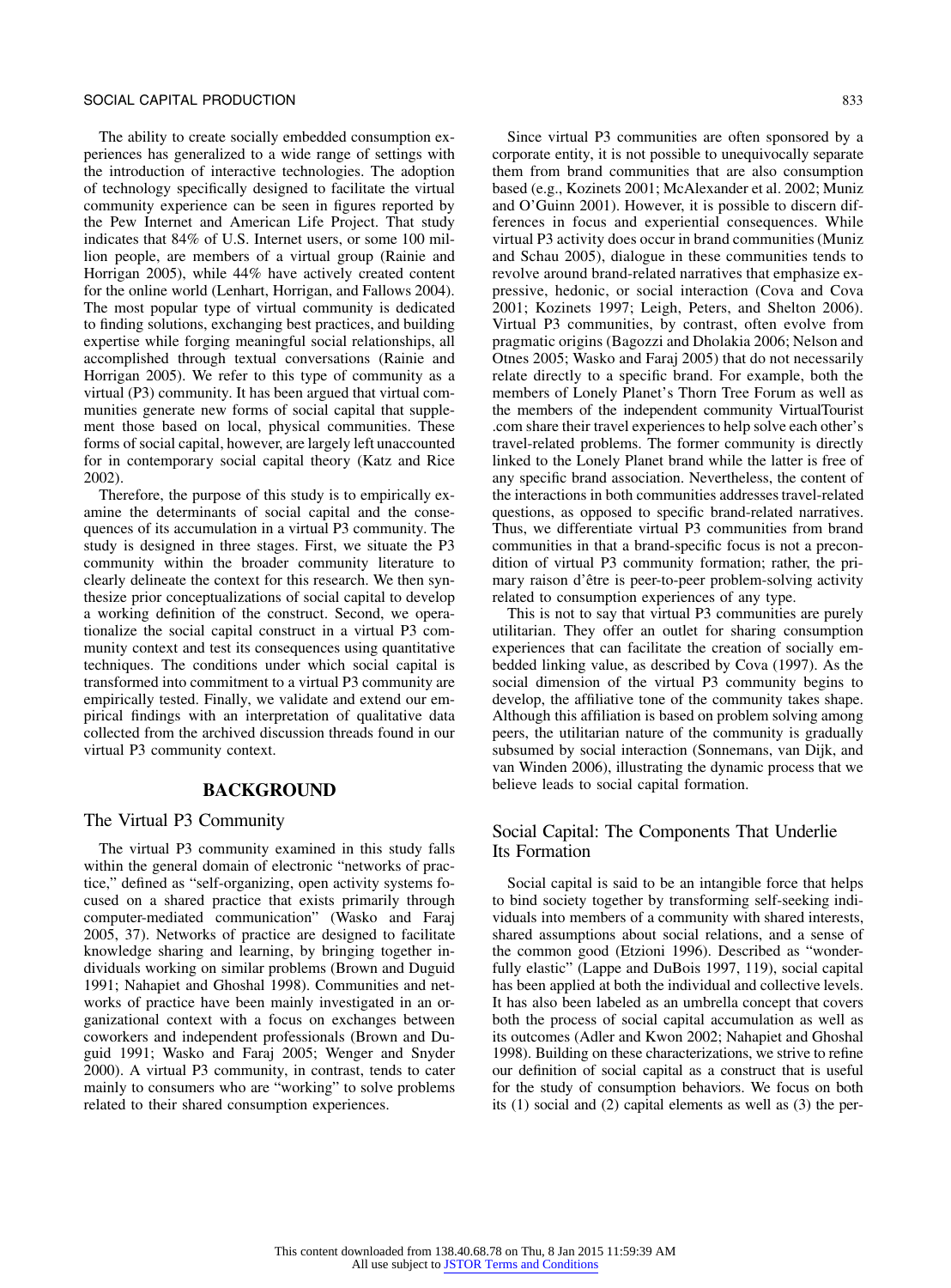The ability to create socially embedded consumption experiences has generalized to a wide range of settings with the introduction of interactive technologies. The adoption of technology specifically designed to facilitate the virtual community experience can be seen in figures reported by the Pew Internet and American Life Project. That study indicates that 84% of U.S. Internet users, or some 100 million people, are members of a virtual group (Rainie and Horrigan 2005), while 44% have actively created content for the online world (Lenhart, Horrigan, and Fallows 2004). The most popular type of virtual community is dedicated to finding solutions, exchanging best practices, and building expertise while forging meaningful social relationships, all accomplished through textual conversations (Rainie and Horrigan 2005). We refer to this type of community as a virtual (P3) community. It has been argued that virtual communities generate new forms of social capital that supplement those based on local, physical communities. These forms of social capital, however, are largely left unaccounted for in contemporary social capital theory (Katz and Rice 2002).

Therefore, the purpose of this study is to empirically examine the determinants of social capital and the consequences of its accumulation in a virtual P3 community. The study is designed in three stages. First, we situate the P3 community within the broader community literature to clearly delineate the context for this research. We then synthesize prior conceptualizations of social capital to develop a working definition of the construct. Second, we operationalize the social capital construct in a virtual P3 community context and test its consequences using quantitative techniques. The conditions under which social capital is transformed into commitment to a virtual P3 community are empirically tested. Finally, we validate and extend our empirical findings with an interpretation of qualitative data collected from the archived discussion threads found in our virtual P3 community context.

## BACKGROUND

### The Virtual P3 Community

The virtual P3 community examined in this study falls within the general domain of electronic "networks of practice," defined as "self-organizing, open activity systems focused on a shared practice that exists primarily through computer-mediated communication" (Wasko and Faraj 2005, 37). Networks of practice are designed to facilitate knowledge sharing and learning, by bringing together individuals working on similar problems (Brown and Duguid 1991; Nahapiet and Ghoshal 1998). Communities and networks of practice have been mainly investigated in an organizational context with a focus on exchanges between coworkers and independent professionals (Brown and Duguid 1991; Wasko and Faraj 2005; Wenger and Snyder 2000). A virtual P3 community, in contrast, tends to cater mainly to consumers who are "working" to solve problems related to their shared consumption experiences.

Since virtual P3 communities are often sponsored by a corporate entity, it is not possible to unequivocally separate them from brand communities that are also consumption based (e.g., Kozinets 2001; McAlexander et al. 2002; Muniz and O'Guinn 2001). However, it is possible to discern differences in focus and experiential consequences. While virtual P3 activity does occur in brand communities (Muniz and Schau 2005), dialogue in these communities tends to revolve around brand-related narratives that emphasize expressive, hedonic, or social interaction (Cova and Cova 2001; Kozinets 1997; Leigh, Peters, and Shelton 2006). Virtual P3 communities, by contrast, often evolve from pragmatic origins (Bagozzi and Dholakia 2006; Nelson and Otnes 2005; Wasko and Faraj 2005) that do not necessarily relate directly to a specific brand. For example, both the members of Lonely Planet's Thorn Tree Forum as well as the members of the independent community VirtualTourist.com share their travel experiences to help solve each other's travel-related problems. The former community is directly linked to the Lonely Planet brand while the latter is free of any specific brand association. Nevertheless, the content of the interactions in both communities addresses travel-related questions, as opposed to specific brand-related narratives. Thus, we differentiate virtual P3 communities from brand communities in that a brand-specific focus is not a precondition of virtual P3 community formation; rather, the primary raison d'être is peer-to-peer problem-solving activity related to consumption experiences of any type.

This is not to say that virtual P3 communities are purely utilitarian. They offer an outlet for sharing consumption experiences that can facilitate the creation of socially embedded linking value, as described by Cova (1997). As the social dimension of the virtual P3 community begins to develop, the affiliative tone of the community takes shape. Although this affiliation is based on problem solving among peers, the utilitarian nature of the community is gradually subsumed by social interaction (Sonnemans, van Dijk, and van Winden 2006), illustrating the dynamic process that we believe leads to social capital formation.

### Social Capital: The Components That Underlie Its Formation

Social capital is said to be an intangible force that helps to bind society together by transforming self-seeking individuals into members of a community with shared interests, shared assumptions about social relations, and a sense of the common good (Etzioni 1996). Described as "wonderfully elastic" (Lappe and DuBois 1997, 119), social capital has been applied at both the individual and collective levels. It has also been labeled as an umbrella concept that covers both the process of social capital accumulation as well as its outcomes (Adler and Kwon 2002; Nahapiet and Ghoshal 1998). Building on these characterizations, we strive to refine our definition of social capital as a construct that is useful for the study of consumption behaviors. We focus on both its (1) social and (2) capital elements as well as (3) the per-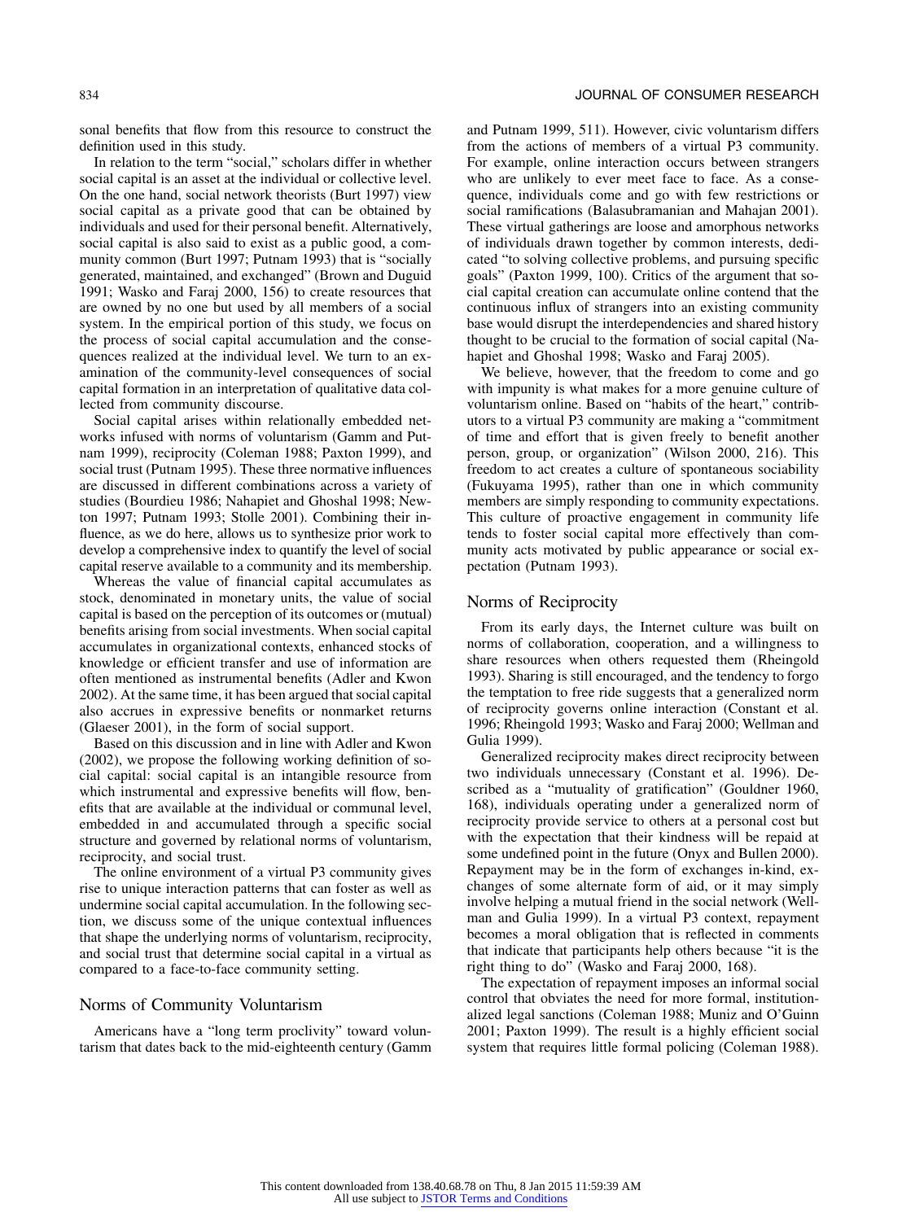sonal benefits that flow from this resource to construct the definition used in this study.

In relation to the term "social," scholars differ in whether social capital is an asset at the individual or collective level. On the one hand, social network theorists (Burt 1997) view social capital as a private good that can be obtained by individuals and used for their personal benefit. Alternatively, social capital is also said to exist as a public good, a community common (Burt 1997; Putnam 1993) that is "socially generated, maintained, and exchanged" (Brown and Duguid 1991; Wasko and Faraj 2000, 156) to create resources that are owned by no one but used by all members of a social system. In the empirical portion of this study, we focus on the process of social capital accumulation and the consequences realized at the individual level. We turn to an examination of the community-level consequences of social capital formation in an interpretation of qualitative data collected from community discourse.

Social capital arises within relationally embedded networks infused with norms of voluntarism (Gamm and Putnam 1999), reciprocity (Coleman 1988; Paxton 1999), and social trust (Putnam 1995). These three normative influences are discussed in different combinations across a variety of studies (Bourdieu 1986; Nahapiet and Ghoshal 1998; Newton 1997; Putnam 1993; Stolle 2001). Combining their influence, as we do here, allows us to synthesize prior work to develop a comprehensive index to quantify the level of social capital reserve available to a community and its membership.

Whereas the value of financial capital accumulates as stock, denominated in monetary units, the value of social capital is based on the perception of its outcomes or (mutual) benefits arising from social investments. When social capital accumulates in organizational contexts, enhanced stocks of knowledge or efficient transfer and use of information are often mentioned as instrumental benefits (Adler and Kwon 2002). At the same time, it has been argued that social capital also accrues in expressive benefits or nonmarket returns (Glaeser 2001), in the form of social support.

Based on this discussion and in line with Adler and Kwon (2002), we propose the following working definition of social capital: social capital is an intangible resource from which instrumental and expressive benefits will flow, benefits that are available at the individual or communal level, embedded in and accumulated through a specific social structure and governed by relational norms of voluntarism, reciprocity, and social trust.

The online environment of a virtual P3 community gives rise to unique interaction patterns that can foster as well as undermine social capital accumulation. In the following section, we discuss some of the unique contextual influences that shape the underlying norms of voluntarism, reciprocity, and social trust that determine social capital in a virtual as compared to a face-to-face community setting.

## Norms of Community Voluntarism

Americans have a "long term proclivity" toward voluntarism that dates back to the mid-eighteenth century (Gamm and Putnam 1999, 511). However, civic voluntarism differs from the actions of members of a virtual P3 community. For example, online interaction occurs between strangers who are unlikely to ever meet face to face. As a consequence, individuals come and go with few restrictions or social ramifications (Balasubramanian and Mahajan 2001). These virtual gatherings are loose and amorphous networks of individuals drawn together by common interests, dedicated "to solving collective problems, and pursuing specific goals" (Paxton 1999, 100). Critics of the argument that social capital creation can accumulate online contend that the continuous influx of strangers into an existing community base would disrupt the interdependencies and shared history thought to be crucial to the formation of social capital (Nahapiet and Ghoshal 1998; Wasko and Faraj 2005).

We believe, however, that the freedom to come and go with impunity is what makes for a more genuine culture of voluntarism online. Based on "habits of the heart," contributors to a virtual P3 community are making a "commitment of time and effort that is given freely to benefit another person, group, or organization" (Wilson 2000, 216). This freedom to act creates a culture of spontaneous sociability (Fukuyama 1995), rather than one in which community members are simply responding to community expectations. This culture of proactive engagement in community life tends to foster social capital more effectively than community acts motivated by public appearance or social expectation (Putnam 1993).

## Norms of Reciprocity

From its early days, the Internet culture was built on norms of collaboration, cooperation, and a willingness to share resources when others requested them (Rheingold 1993). Sharing is still encouraged, and the tendency to forgo the temptation to free ride suggests that a generalized norm of reciprocity governs online interaction (Constant et al. 1996; Rheingold 1993; Wasko and Faraj 2000; Wellman and Gulia 1999).

Generalized reciprocity makes direct reciprocity between two individuals unnecessary (Constant et al. 1996). Described as a "mutuality of gratification" (Gouldner 1960, 168), individuals operating under a generalized norm of reciprocity provide service to others at a personal cost but with the expectation that their kindness will be repaid at some undefined point in the future (Onyx and Bullen 2000). Repayment may be in the form of exchanges in-kind, exchanges of some alternate form of aid, or it may simply involve helping a mutual friend in the social network (Wellman and Gulia 1999). In a virtual P3 context, repayment becomes a moral obligation that is reflected in comments that indicate that participants help others because "it is the right thing to do" (Wasko and Faraj 2000, 168).

The expectation of repayment imposes an informal social control that obviates the need for more formal, institutionalized legal sanctions (Coleman 1988; Muniz and O'Guinn 2001; Paxton 1999). The result is a highly efficient social system that requires little formal policing (Coleman 1988).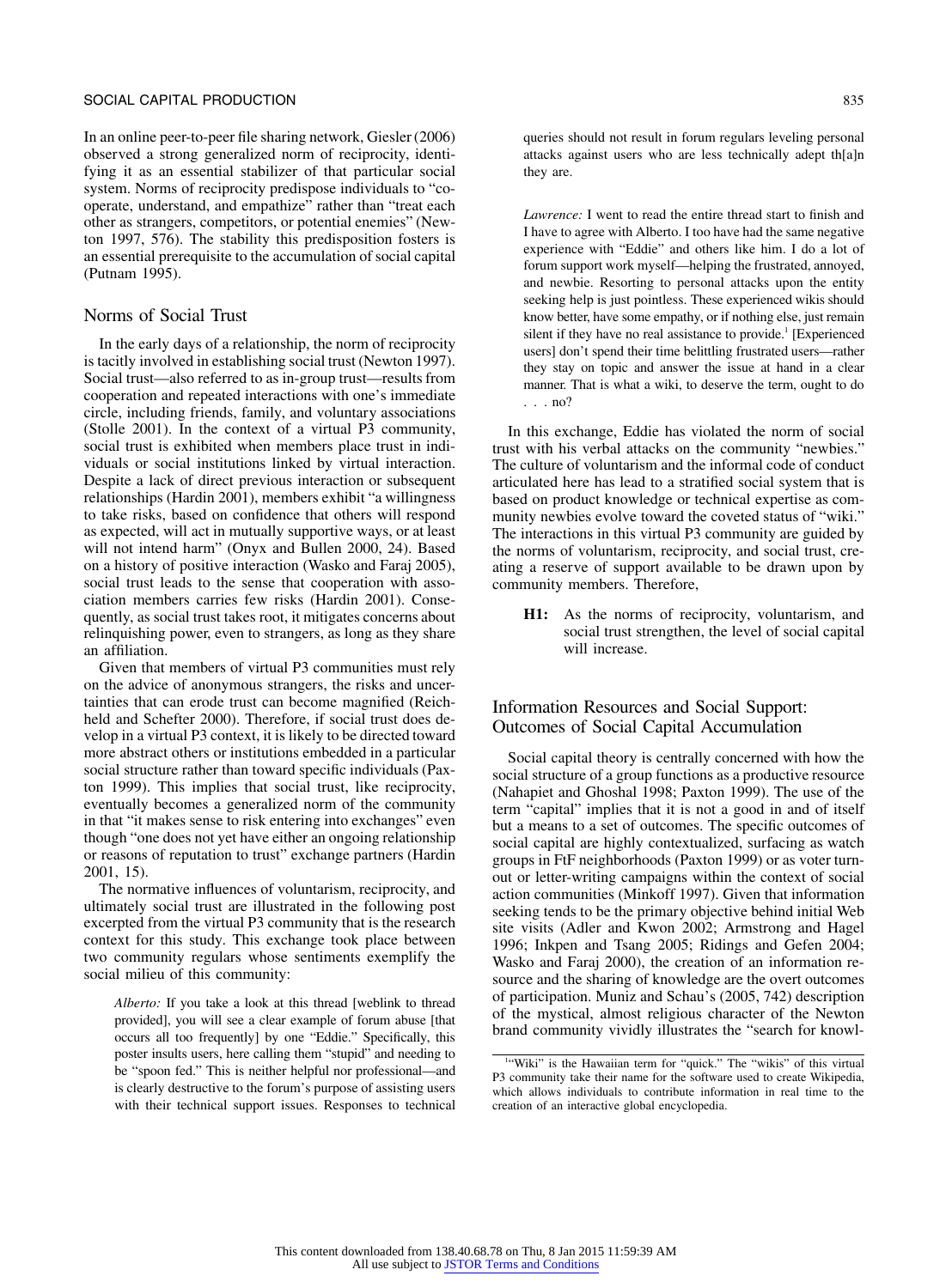In an online peer-to-peer file sharing network, Giesler (2006) observed a strong generalized norm of reciprocity, identifying it as an essential stabilizer of that particular social system. Norms of reciprocity predispose individuals to "cooperate, understand, and empathize" rather than "treat each other as strangers, competitors, or potential enemies" (Newton 1997, 576). The stability this predisposition fosters is an essential prerequisite to the accumulation of social capital (Putnam 1995).

## Norms of Social Trust

In the early days of a relationship, the norm of reciprocity is tacitly involved in establishing social trust (Newton 1997). Social trust—also referred to as in-group trust—results from cooperation and repeated interactions with one's immediate circle, including friends, family, and voluntary associations (Stolle 2001). In the context of a virtual P3 community, social trust is exhibited when members place trust in individuals or social institutions linked by virtual interaction. Despite a lack of direct previous interaction or subsequent relationships (Hardin 2001), members exhibit "a willingness to take risks, based on confidence that others will respond as expected, will act in mutually supportive ways, or at least will not intend harm" (Onyx and Bullen 2000, 24). Based on a history of positive interaction (Wasko and Faraj 2005), social trust leads to the sense that cooperation with association members carries few risks (Hardin 2001). Consequently, as social trust takes root, it mitigates concerns about relinquishing power, even to strangers, as long as they share an affiliation.

Given that members of virtual P3 communities must rely on the advice of anonymous strangers, the risks and uncertainties that can erode trust can become magnified (Reichheld and Schefter 2000). Therefore, if social trust does develop in a virtual P3 context, it is likely to be directed toward more abstract others or institutions embedded in a particular social structure rather than toward specific individuals (Paxton 1999). This implies that social trust, like reciprocity, eventually becomes a generalized norm of the community in that "it makes sense to risk entering into exchanges" even though "one does not yet have either an ongoing relationship or reasons of reputation to trust" exchange partners (Hardin 2001, 15).

The normative influences of voluntarism, reciprocity, and ultimately social trust are illustrated in the following post excerpted from the virtual P3 community that is the research context for this study. This exchange took place between two community regulars whose sentiments exemplify the social milieu of this community:

> *Alberto:* If you take a look at this thread [weblink to thread provided], you will see a clear example of forum abuse [that occurs all too frequently] by one "Eddie." Specifically, this poster insults users, here calling them "stupid" and needing to be "spoon fed." This is neither helpful nor professional—and is clearly destructive to the forum's purpose of assisting users with their technical support issues. Responses to technical queries should not result in forum regulars leveling personal attacks against users who are less technically adept th[a]n they are.
>
> *Lawrence:* I went to read the entire thread start to finish and I have to agree with Alberto. I too have had the same negative experience with "Eddie" and others like him. I do a lot of forum support work myself—helping the frustrated, annoyed, and newbie. Resorting to personal attacks upon the entity seeking help is just pointless. These experienced wikis should know better, have some empathy, or if nothing else, just remain silent if they have no real assistance to provide.[1] [Experienced users] don't spend their time belittling frustrated users—rather they stay on topic and answer the issue at hand in a clear manner. That is what a wiki, to deserve the term, ought to do . . . no?

In this exchange, Eddie has violated the norm of social trust with his verbal attacks on the community "newbies." The culture of voluntarism and the informal code of conduct articulated here has lead to a stratified social system that is based on product knowledge or technical expertise as community newbies evolve toward the coveted status of "wiki." The interactions in this virtual P3 community are guided by the norms of voluntarism, reciprocity, and social trust, creating a reserve of support available to be drawn upon by community members. Therefore,

> **H1:** As the norms of reciprocity, voluntarism, and social trust strengthen, the level of social capital will increase.

## Information Resources and Social Support: Outcomes of Social Capital Accumulation

Social capital theory is centrally concerned with how the social structure of a group functions as a productive resource (Nahapiet and Ghoshal 1998; Paxton 1999). The use of the term "capital" implies that it is not a good in and of itself but a means to a set of outcomes. The specific outcomes of social capital are highly contextualized, surfacing as watch groups in FtF neighborhoods (Paxton 1999) or as voter turnout or letter-writing campaigns within the context of social action communities (Minkoff 1997). Given that information seeking tends to be the primary objective behind initial Web site visits (Adler and Kwon 2002; Armstrong and Hagel 1996; Inkpen and Tsang 2005; Ridings and Gefen 2004; Wasko and Faraj 2000), the creation of an information resource and the sharing of knowledge are the overt outcomes of participation. Muniz and Schau's (2005, 742) description of the mystical, almost religious character of the Newton brand community vividly illustrates the "search for knowl-

[1] "Wiki" is the Hawaiian term for "quick." The "wikis" of this virtual P3 community take their name for the software used to create Wikipedia, which allows individuals to contribute information in real time to the creation of an interactive global encyclopedia.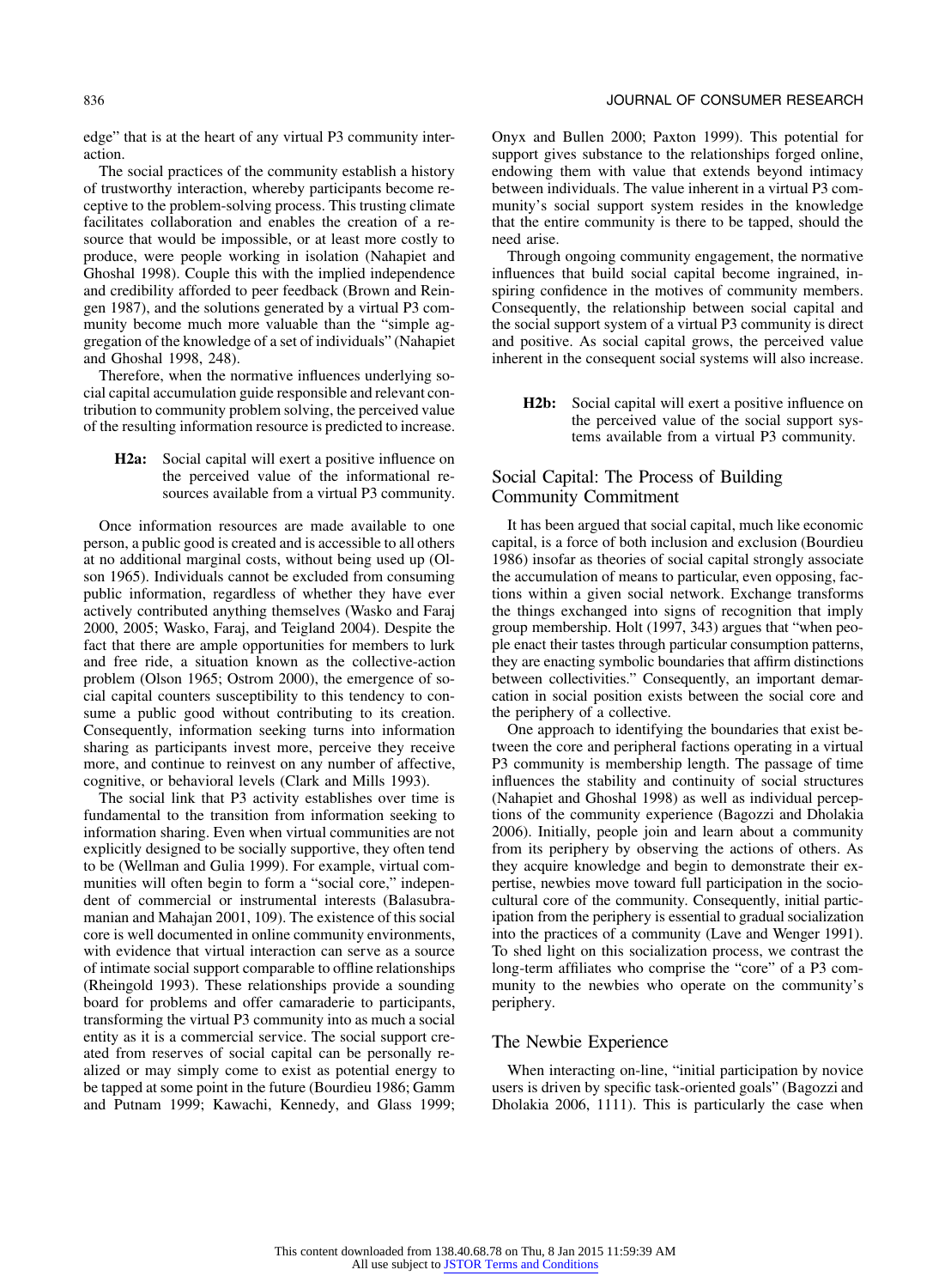edge" that is at the heart of any virtual P3 community interaction.

The social practices of the community establish a history of trustworthy interaction, whereby participants become receptive to the problem-solving process. This trusting climate facilitates collaboration and enables the creation of a resource that would be impossible, or at least more costly to produce, were people working in isolation (Nahapiet and Ghoshal 1998). Couple this with the implied independence and credibility afforded to peer feedback (Brown and Reingen 1987), and the solutions generated by a virtual P3 community become much more valuable than the "simple aggregation of the knowledge of a set of individuals" (Nahapiet and Ghoshal 1998, 248).

Therefore, when the normative influences underlying social capital accumulation guide responsible and relevant contribution to community problem solving, the perceived value of the resulting information resource is predicted to increase.

> **H2a:** Social capital will exert a positive influence on the perceived value of the informational resources available from a virtual P3 community.

Once information resources are made available to one person, a public good is created and is accessible to all others at no additional marginal costs, without being used up (Olson 1965). Individuals cannot be excluded from consuming public information, regardless of whether they have ever actively contributed anything themselves (Wasko and Faraj 2000, 2005; Wasko, Faraj, and Teigland 2004). Despite the fact that there are ample opportunities for members to lurk and free ride, a situation known as the collective-action problem (Olson 1965; Ostrom 2000), the emergence of social capital counters susceptibility to this tendency to consume a public good without contributing to its creation. Consequently, information seeking turns into information sharing as participants invest more, perceive they receive more, and continue to reinvest on any number of affective, cognitive, or behavioral levels (Clark and Mills 1993).

The social link that P3 activity establishes over time is fundamental to the transition from information seeking to information sharing. Even when virtual communities are not explicitly designed to be socially supportive, they often tend to be (Wellman and Gulia 1999). For example, virtual communities will often begin to form a "social core," independent of commercial or instrumental interests (Balasubramanian and Mahajan 2001, 109). The existence of this social core is well documented in online community environments, with evidence that virtual interaction can serve as a source of intimate social support comparable to offline relationships (Rheingold 1993). These relationships provide a sounding board for problems and offer camaraderie to participants, transforming the virtual P3 community into as much a social entity as it is a commercial service. The social support created from reserves of social capital can be personally realized or may simply come to exist as potential energy to be tapped at some point in the future (Bourdieu 1986; Gamm and Putnam 1999; Kawachi, Kennedy, and Glass 1999; Onyx and Bullen 2000; Paxton 1999). This potential for support gives substance to the relationships forged online, endowing them with value that extends beyond intimacy between individuals. The value inherent in a virtual P3 community's social support system resides in the knowledge that the entire community is there to be tapped, should the need arise.

Through ongoing community engagement, the normative influences that build social capital become ingrained, inspiring confidence in the motives of community members. Consequently, the relationship between social capital and the social support system of a virtual P3 community is direct and positive. As social capital grows, the perceived value inherent in the consequent social systems will also increase.

> **H2b:** Social capital will exert a positive influence on the perceived value of the social support systems available from a virtual P3 community.

## Social Capital: The Process of Building Community Commitment

It has been argued that social capital, much like economic capital, is a force of both inclusion and exclusion (Bourdieu 1986) insofar as theories of social capital strongly associate the accumulation of means to particular, even opposing, factions within a given social network. Exchange transforms the things exchanged into signs of recognition that imply group membership. Holt (1997, 343) argues that "when people enact their tastes through particular consumption patterns, they are enacting symbolic boundaries that affirm distinctions between collectivities." Consequently, an important demarcation in social position exists between the social core and the periphery of a collective.

One approach to identifying the boundaries that exist between the core and peripheral factions operating in a virtual P3 community is membership length. The passage of time influences the stability and continuity of social structures (Nahapiet and Ghoshal 1998) as well as individual perceptions of the community experience (Bagozzi and Dholakia 2006). Initially, people join and learn about a community from its periphery by observing the actions of others. As they acquire knowledge and begin to demonstrate their expertise, newbies move toward full participation in the sociocultural core of the community. Consequently, initial participation from the periphery is essential to gradual socialization into the practices of a community (Lave and Wenger 1991). To shed light on this socialization process, we contrast the long-term affiliates who comprise the "core" of a P3 community to the newbies who operate on the community's periphery.

## The Newbie Experience

When interacting on-line, "initial participation by novice users is driven by specific task-oriented goals" (Bagozzi and Dholakia 2006, 1111). This is particularly the case when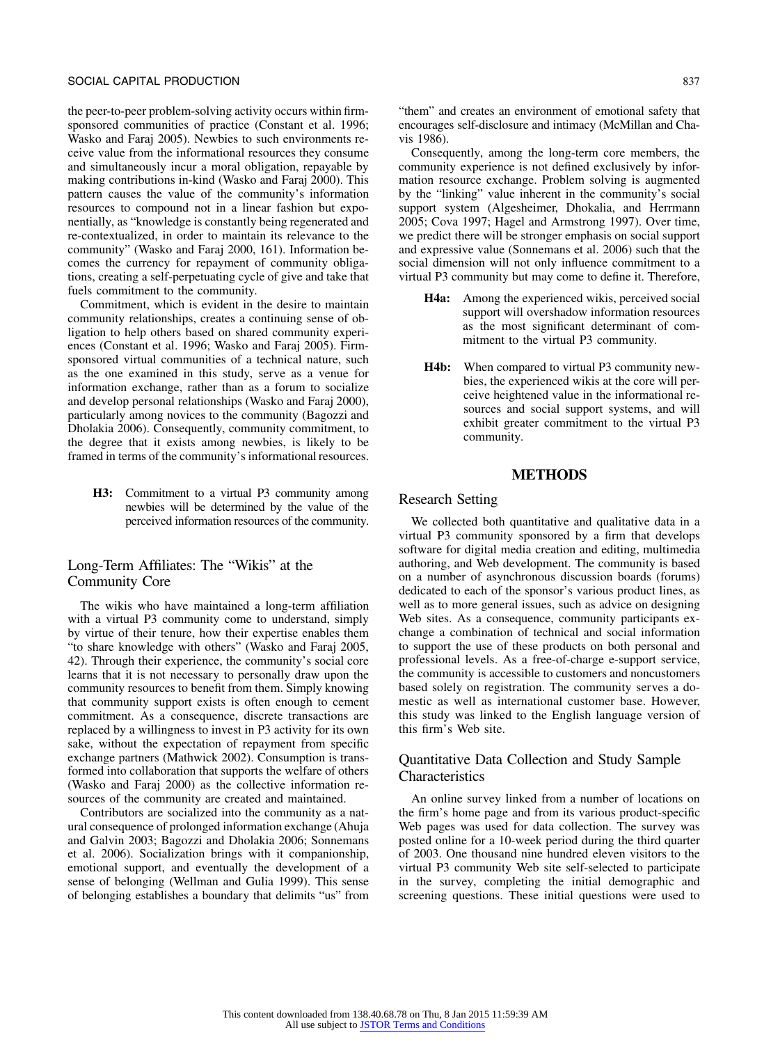the peer-to-peer problem-solving activity occurs within firm-sponsored communities of practice (Constant et al. 1996; Wasko and Faraj 2005). Newbies to such environments receive value from the informational resources they consume and simultaneously incur a moral obligation, repayable by making contributions in-kind (Wasko and Faraj 2000). This pattern causes the value of the community's information resources to compound not in a linear fashion but exponentially, as "knowledge is constantly being regenerated and re-contextualized, in order to maintain its relevance to the community" (Wasko and Faraj 2000, 161). Information becomes the currency for repayment of community obligations, creating a self-perpetuating cycle of give and take that fuels commitment to the community.

Commitment, which is evident in the desire to maintain community relationships, creates a continuing sense of obligation to help others based on shared community experiences (Constant et al. 1996; Wasko and Faraj 2005). Firm-sponsored virtual communities of a technical nature, such as the one examined in this study, serve as a venue for information exchange, rather than as a forum to socialize and develop personal relationships (Wasko and Faraj 2000), particularly among novices to the community (Bagozzi and Dholakia 2006). Consequently, community commitment, to the degree that it exists among newbies, is likely to be framed in terms of the community's informational resources.

> **H3:** Commitment to a virtual P3 community among newbies will be determined by the value of the perceived information resources of the community.

## Long-Term Affiliates: The "Wikis" at the Community Core

The wikis who have maintained a long-term affiliation with a virtual P3 community come to understand, simply by virtue of their tenure, how their expertise enables them "to share knowledge with others" (Wasko and Faraj 2005, 42). Through their experience, the community's social core learns that it is not necessary to personally draw upon the community resources to benefit from them. Simply knowing that community support exists is often enough to cement commitment. As a consequence, discrete transactions are replaced by a willingness to invest in P3 activity for its own sake, without the expectation of repayment from specific exchange partners (Mathwick 2002). Consumption is transformed into collaboration that supports the welfare of others (Wasko and Faraj 2000) as the collective information resources of the community are created and maintained.

Contributors are socialized into the community as a natural consequence of prolonged information exchange (Ahuja and Galvin 2003; Bagozzi and Dholakia 2006; Sonnemans et al. 2006). Socialization brings with it companionship, emotional support, and eventually the development of a sense of belonging (Wellman and Gulia 1999). This sense of belonging establishes a boundary that delimits "us" from "them" and creates an environment of emotional safety that encourages self-disclosure and intimacy (McMillan and Chavis 1986).

Consequently, among the long-term core members, the community experience is not defined exclusively by information resource exchange. Problem solving is augmented by the "linking" value inherent in the community's social support system (Algesheimer, Dhokalia, and Herrmann 2005; Cova 1997; Hagel and Armstrong 1997). Over time, we predict there will be stronger emphasis on social support and expressive value (Sonnemans et al. 2006) such that the social dimension will not only influence commitment to a virtual P3 community but may come to define it. Therefore,

> **H4a:** Among the experienced wikis, perceived social support will overshadow information resources as the most significant determinant of commitment to the virtual P3 community.

> **H4b:** When compared to virtual P3 community newbies, the experienced wikis at the core will perceive heightened value in the informational resources and social support systems, and will exhibit greater commitment to the virtual P3 community.

# METHODS

## Research Setting

We collected both quantitative and qualitative data in a virtual P3 community sponsored by a firm that develops software for digital media creation and editing, multimedia authoring, and Web development. The community is based on a number of asynchronous discussion boards (forums) dedicated to each of the sponsor's various product lines, as well as to more general issues, such as advice on designing Web sites. As a consequence, community participants exchange a combination of technical and social information to support the use of these products on both personal and professional levels. As a free-of-charge e-support service, the community is accessible to customers and noncustomers based solely on registration. The community serves a domestic as well as international customer base. However, this study was linked to the English language version of this firm's Web site.

## Quantitative Data Collection and Study Sample Characteristics

An online survey linked from a number of locations on the firm's home page and from its various product-specific Web pages was used for data collection. The survey was posted online for a 10-week period during the third quarter of 2003. One thousand nine hundred eleven visitors to the virtual P3 community Web site self-selected to participate in the survey, completing the initial demographic and screening questions. These initial questions were used to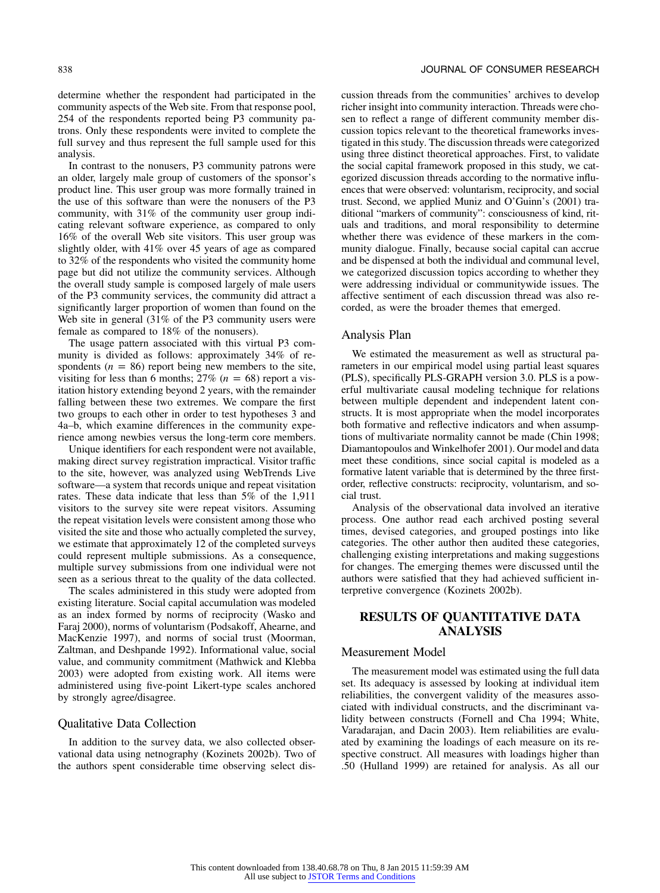determine whether the respondent had participated in the community aspects of the Web site. From that response pool, 254 of the respondents reported being P3 community patrons. Only these respondents were invited to complete the full survey and thus represent the full sample used for this analysis.

In contrast to the nonusers, P3 community patrons were an older, largely male group of customers of the sponsor's product line. This user group was more formally trained in the use of this software than were the nonusers of the P3 community, with 31% of the community user group indicating relevant software experience, as compared to only 16% of the overall Web site visitors. This user group was slightly older, with 41% over 45 years of age as compared to 32% of the respondents who visited the community home page but did not utilize the community services. Although the overall study sample is composed largely of male users of the P3 community services, the community did attract a significantly larger proportion of women than found on the Web site in general (31% of the P3 community users were female as compared to 18% of the nonusers).

The usage pattern associated with this virtual P3 community is divided as follows: approximately 34% of respondents ($n = 86$) report being new members to the site, visiting for less than 6 months; 27% ($n = 68$) report a visitation history extending beyond 2 years, with the remainder falling between these two extremes. We compare the first two groups to each other in order to test hypotheses 3 and 4a–b, which examine differences in the community experience among newbies versus the long-term core members.

Unique identifiers for each respondent were not available, making direct survey registration impractical. Visitor traffic to the site, however, was analyzed using WebTrends Live software—a system that records unique and repeat visitation rates. These data indicate that less than 5% of the 1,911 visitors to the survey site were repeat visitors. Assuming the repeat visitation levels were consistent among those who visited the site and those who actually completed the survey, we estimate that approximately 12 of the completed surveys could represent multiple submissions. As a consequence, multiple survey submissions from one individual were not seen as a serious threat to the quality of the data collected.

The scales administered in this study were adopted from existing literature. Social capital accumulation was modeled as an index formed by norms of reciprocity (Wasko and Faraj 2000), norms of voluntarism (Podsakoff, Ahearne, and MacKenzie 1997), and norms of social trust (Moorman, Zaltman, and Deshpande 1992). Informational value, social value, and community commitment (Mathwick and Klebba 2003) were adopted from existing work. All items were administered using five-point Likert-type scales anchored by strongly agree/disagree.

## Qualitative Data Collection

In addition to the survey data, we also collected observational data using netnography (Kozinets 2002b). Two of the authors spent considerable time observing select discussion threads from the communities' archives to develop richer insight into community interaction. Threads were chosen to reflect a range of different community member discussion topics relevant to the theoretical frameworks investigated in this study. The discussion threads were categorized using three distinct theoretical approaches. First, to validate the social capital framework proposed in this study, we categorized discussion threads according to the normative influences that were observed: voluntarism, reciprocity, and social trust. Second, we applied Muniz and O'Guinn's (2001) traditional "markers of community": consciousness of kind, rituals and traditions, and moral responsibility to determine whether there was evidence of these markers in the community dialogue. Finally, because social capital can accrue and be dispensed at both the individual and communal level, we categorized discussion topics according to whether they were addressing individual or communitywide issues. The affective sentiment of each discussion thread was also recorded, as were the broader themes that emerged.

## Analysis Plan

We estimated the measurement as well as structural parameters in our empirical model using partial least squares (PLS), specifically PLS-GRAPH version 3.0. PLS is a powerful multivariate causal modeling technique for relations between multiple dependent and independent latent constructs. It is most appropriate when the model incorporates both formative and reflective indicators and when assumptions of multivariate normality cannot be made (Chin 1998; Diamantopoulos and Winkelhofer 2001). Our model and data meet these conditions, since social capital is modeled as a formative latent variable that is determined by the three first-order, reflective constructs: reciprocity, voluntarism, and social trust.

Analysis of the observational data involved an iterative process. One author read each archived posting several times, devised categories, and grouped postings into like categories. The other author then audited these categories, challenging existing interpretations and making suggestions for changes. The emerging themes were discussed until the authors were satisfied that they had achieved sufficient interpretive convergence (Kozinets 2002b).

# RESULTS OF QUANTITATIVE DATA ANALYSIS

## Measurement Model

The measurement model was estimated using the full data set. Its adequacy is assessed by looking at individual item reliabilities, the convergent validity of the measures associated with individual constructs, and the discriminant validity between constructs (Fornell and Cha 1994; White, Varadarajan, and Dacin 2003). Item reliabilities are evaluated by examining the loadings of each measure on its respective construct. All measures with loadings higher than .50 (Hulland 1999) are retained for analysis. As all our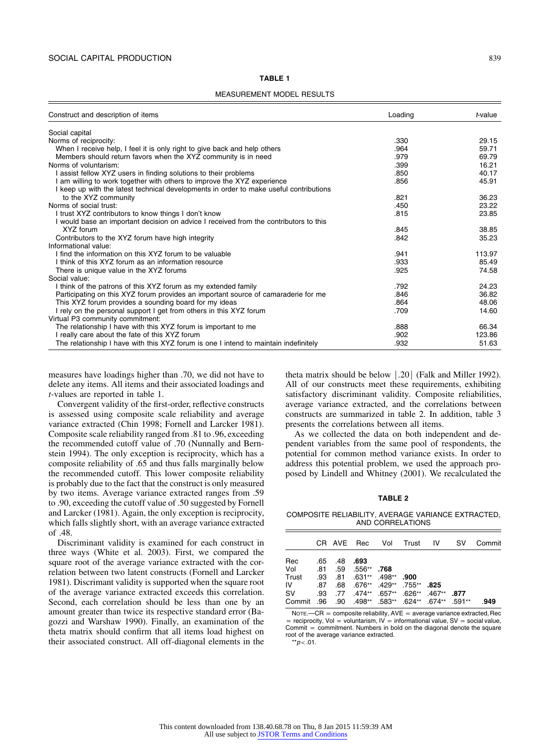**TABLE 1**

MEASUREMENT MODEL RESULTS

| Construct and description of items | Loading | *t*-value |
|---|---|---|
| Social capital | | |
| Norms of reciprocity: | .330 | 29.15 |
| When I receive help, I feel it is only right to give back and help others | .964 | 59.71 |
| Members should return favors when the XYZ community is in need | .979 | 69.79 |
| Norms of voluntarism: | .399 | 16.21 |
| I assist fellow XYZ users in finding solutions to their problems | .850 | 40.17 |
| I am willing to work together with others to improve the XYZ experience | .856 | 45.91 |
| I keep up with the latest technical developments in order to make useful contributions to the XYZ community | .821 | 36.23 |
| Norms of social trust: | .450 | 23.22 |
| I trust XYZ contributors to know things I don't know | .815 | 23.85 |
| I would base an important decision on advice I received from the contributors to this XYZ forum | .845 | 38.85 |
| Contributors to the XYZ forum have high integrity | .842 | 35.23 |
| Informational value: | | |
| I find the information on this XYZ forum to be valuable | .941 | 113.97 |
| I think of this XYZ forum as an information resource | .933 | 85.49 |
| There is unique value in the XYZ forums | .925 | 74.58 |
| Social value: | | |
| I think of the patrons of this XYZ forum as my extended family | .792 | 24.23 |
| Participating on this XYZ forum provides an important source of camaraderie for me | .846 | 36.82 |
| This XYZ forum provides a sounding board for my ideas | .864 | 48.06 |
| I rely on the personal support I get from others in this XYZ forum | .709 | 14.60 |
| Virtual P3 community commitment: | | |
| The relationship I have with this XYZ forum is important to me | .888 | 66.34 |
| I really care about the fate of this XYZ forum | .902 | 123.86 |
| The relationship I have with this XYZ forum is one I intend to maintain indefinitely | .932 | 51.63 |

measures have loadings higher than .70, we did not have to delete any items. All items and their associated loadings and *t*-values are reported in table 1.

Convergent validity of the first-order, reflective constructs is assessed using composite scale reliability and average variance extracted (Chin 1998; Fornell and Larcker 1981). Composite scale reliability ranged from .81 to .96, exceeding the recommended cutoff value of .70 (Nunnally and Bernstein 1994). The only exception is reciprocity, which has a composite reliability of .65 and thus falls marginally below the recommended cutoff. This lower composite reliability is probably due to the fact that the construct is only measured by two items. Average variance extracted ranges from .59 to .90, exceeding the cutoff value of .50 suggested by Fornell and Larcker (1981). Again, the only exception is reciprocity, which falls slightly short, with an average variance extracted of .48.

Discriminant validity is examined for each construct in three ways (White et al. 2003). First, we compared the square root of the average variance extracted with the correlation between two latent constructs (Fornell and Larcker 1981). Discriminant validity is supported when the square root of the average variance extracted exceeds this correlation. Second, each correlation should be less than one by an amount greater than twice its respective standard error (Bagozzi and Warshaw 1990). Finally, an examination of the theta matrix should confirm that all items load highest on their associated construct. All off-diagonal elements in the theta matrix should be below $|.20|$ (Falk and Miller 1992). All of our constructs meet these requirements, exhibiting satisfactory discriminant validity. Composite reliabilities, average variance extracted, and the correlations between constructs are summarized in table 2. In addition, table 3 presents the correlations between all items.

As we collected the data on both independent and dependent variables from the same pool of respondents, the potential for common method variance exists. In order to address this potential problem, we used the approach proposed by Lindell and Whitney (2001). We recalculated the

**TABLE 2**

COMPOSITE RELIABILITY, AVERAGE VARIANCE EXTRACTED, AND CORRELATIONS

| | CR | AVE | Rec | Vol | Trust | IV | SV | Commit |
|---|---|---|---|---|---|---|---|---|
| Rec | .65 | .48 | **.693** | | | | | |
| Vol | .81 | .59 | .556** | **.768** | | | | |
| Trust | .93 | .81 | .631** | .498** | **.900** | | | |
| IV | .87 | .68 | .676** | .429** | .755** | **.825** | | |
| SV | .93 | .77 | .474** | .657** | .626** | .467** | **.877** | |
| Commit | .96 | .90 | .498** | .583** | .624** | .674** | .591** | **.949** |

NOTE.—CR = composite reliability, AVE = average variance extracted, Rec = reciprocity, Vol = voluntarism, IV = informational value, SV = social value, Commit = commitment. Numbers in bold on the diagonal denote the square root of the average variance extracted.

**$p < .01$.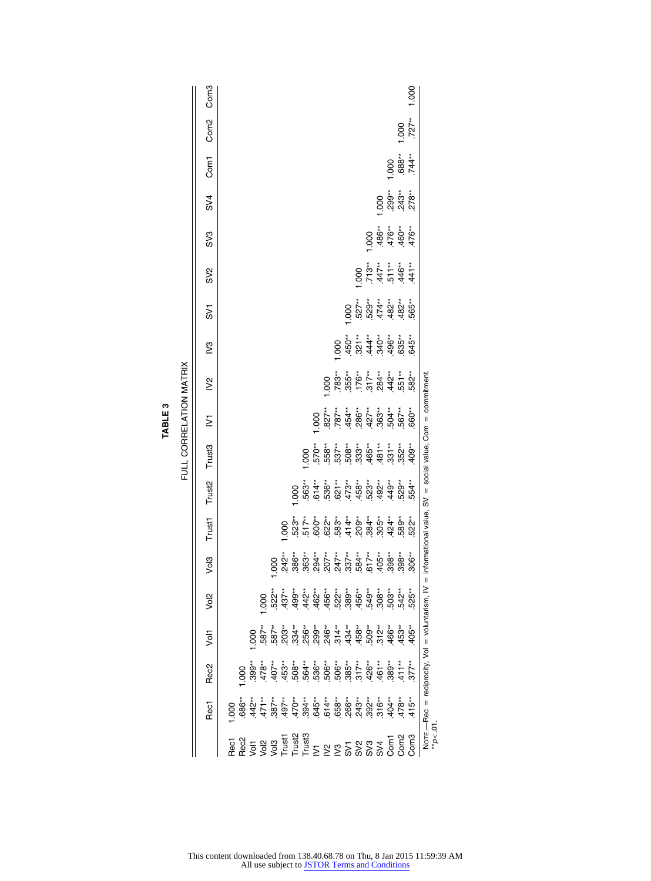**TABLE 3**

FULL CORRELATION MATRIX

| | Rec1 | Rec2 | Vol1 | Vol2 | Vol3 | Trust1 | Trust2 | Trust3 | IV1 | IV2 | IV3 | SV1 | SV2 | SV3 | SV4 | Com1 | Com2 | Com3 |
|---|---|---|---|---|---|---|---|---|---|---|---|---|---|---|---|---|---|---|
| Rec1 | 1.000 | | | | | | | | | | | | | | | | | |
| Rec2 | .686** | 1.000 | | | | | | | | | | | | | | | | |
| Vol1 | .442** | .399** | 1.000 | | | | | | | | | | | | | | | |
| Vol2 | .471** | .478** | .587** | 1.000 | | | | | | | | | | | | | | |
| Vol3 | .387** | .407** | .587** | .522** | 1.000 | | | | | | | | | | | | | |
| Trust1 | .497** | .453** | .203** | .437** | .242** | 1.000 | | | | | | | | | | | | |
| Trust2 | .470** | .508** | .334** | .499** | .386** | .523** | 1.000 | | | | | | | | | | | |
| Trust3 | .394** | .564** | .256** | .442** | .363** | .517** | .563** | 1.000 | | | | | | | | | | |
| IV1 | .645** | .536** | .299** | .462** | .294** | .600** | .614** | .570** | 1.000 | | | | | | | | | |
| IV2 | .614** | .506** | .246** | .456** | .207** | .622** | .536** | .558** | .827** | 1.000 | | | | | | | | |
| IV3 | .658** | .506** | .314** | .522** | .247** | .583** | .621** | .537** | .787** | .783** | 1.000 | | | | | | | |
| SV1 | .266** | .385** | .434** | .389** | .337** | .414** | .473** | .508** | .454** | .355** | .450** | 1.000 | | | | | | |
| SV2 | .243** | .317** | .458** | .456** | .584** | .209** | .458** | .333** | .286** | .176** | .321** | .527** | 1.000 | | | | | |
| SV3 | .392** | .426** | .509** | .549** | .617** | .384** | .523** | .465** | .427** | .317** | .444** | .529** | .713** | 1.000 | | | | |
| SV4 | .316** | .461** | .312** | .308** | .405** | .305** | .492** | .481** | .363** | .284** | .340** | .474** | .447** | .486** | 1.000 | | | |
| Com1 | .404** | .389** | .466** | .503** | .398** | .424** | .449** | .331** | .504** | .442** | .496** | .482** | .511** | .476** | .299** | 1.000 | | |
| Com2 | .478** | .411** | .453** | .542** | .398** | .589** | .529** | .352** | .567** | .551** | .635** | .482** | .446** | .460** | .243** | .688** | 1.000 | |
| Com3 | .415** | .377** | .405** | .525** | .306** | .522** | .554** | .409** | .660** | .582** | .645** | .565** | .441** | .476** | .278** | .744** | .727** | 1.000 |

NOTE.—Rec = reciprocity, Vol = voluntarism, IV = informational value, SV = social value, Com = commitment.
** $p < .01$.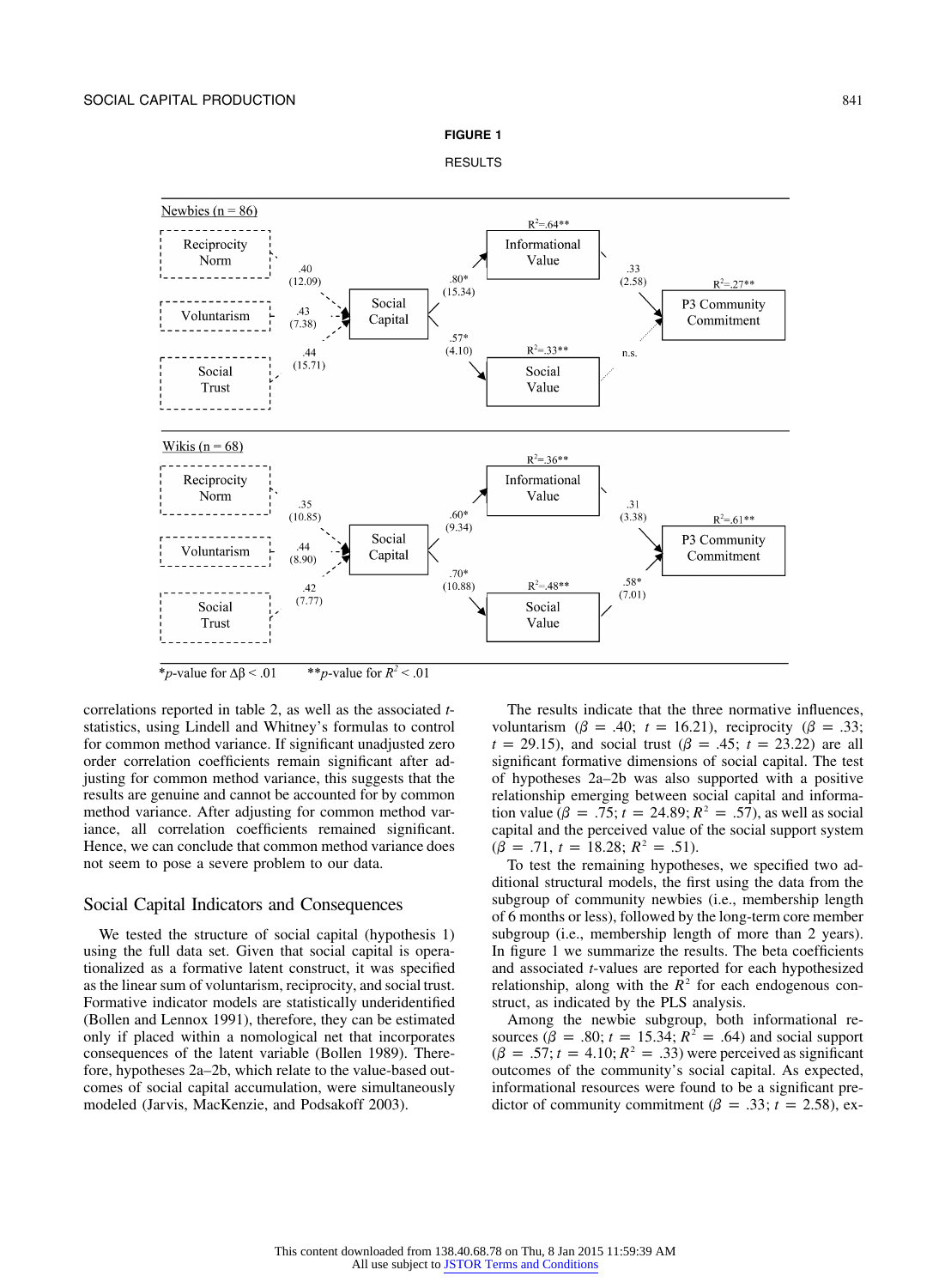**FIGURE 1**

RESULTS

Newbies (n = 86)

- Reciprocity Norm → Social Capital: .40 (12.09)
- Voluntarism → Social Capital: .43 (7.38)
- Social Trust → Social Capital: .44 (15.71)
- Social Capital → Informational Value ($R^2$=.64**): .80* (15.34)
- Social Capital → Social Value ($R^2$=.33**): .57* (4.10)
- Informational Value → P3 Community Commitment ($R^2$=.27**): .33 (2.58)
- Social Value → P3 Community Commitment: n.s.

Wikis (n = 68)

- Reciprocity Norm → Social Capital: .35 (10.85)
- Voluntarism → Social Capital: .44 (8.90)
- Social Trust → Social Capital: .42 (7.77)
- Social Capital → Informational Value ($R^2$=.36**): .60* (9.34)
- Social Capital → Social Value ($R^2$=.48**): .70* (10.88)
- Informational Value → P3 Community Commitment ($R^2$=.61**): .31 (3.38)
- Social Value → P3 Community Commitment: .58* (7.01)

**p*-value for $\Delta\beta < .01$ ***p*-value for $R^2 < .01$

correlations reported in table 2, as well as the associated *t*-statistics, using Lindell and Whitney's formulas to control for common method variance. If significant unadjusted zero order correlation coefficients remain significant after adjusting for common method variance, this suggests that the results are genuine and cannot be accounted for by common method variance. After adjusting for common method variance, all correlation coefficients remained significant. Hence, we can conclude that common method variance does not seem to pose a severe problem to our data.

## Social Capital Indicators and Consequences

We tested the structure of social capital (hypothesis 1) using the full data set. Given that social capital is operationalized as a formative latent construct, it was specified as the linear sum of voluntarism, reciprocity, and social trust. Formative indicator models are statistically underidentified (Bollen and Lennox 1991), therefore, they can be estimated only if placed within a nomological net that incorporates consequences of the latent variable (Bollen 1989). Therefore, hypotheses 2a–2b, which relate to the value-based outcomes of social capital accumulation, were simultaneously modeled (Jarvis, MacKenzie, and Podsakoff 2003).

The results indicate that the three normative influences, voluntarism ($\beta$ = .40; $t$ = 16.21), reciprocity ($\beta$ = .33; $t$ = 29.15), and social trust ($\beta$ = .45; $t$ = 23.22) are all significant formative dimensions of social capital. The test of hypotheses 2a–2b was also supported with a positive relationship emerging between social capital and information value ($\beta$ = .75; $t$ = 24.89; $R^2$ = .57), as well as social capital and the perceived value of the social support system ($\beta$ = .71, $t$ = 18.28; $R^2$ = .51).

To test the remaining hypotheses, we specified two additional structural models, the first using the data from the subgroup of community newbies (i.e., membership length of 6 months or less), followed by the long-term core member subgroup (i.e., membership length of more than 2 years). In figure 1 we summarize the results. The beta coefficients and associated *t*-values are reported for each hypothesized relationship, along with the $R^2$ for each endogenous construct, as indicated by the PLS analysis.

Among the newbie subgroup, both informational resources ($\beta$ = .80; $t$ = 15.34; $R^2$ = .64) and social support ($\beta$ = .57; $t$ = 4.10; $R^2$ = .33) were perceived as significant outcomes of the community's social capital. As expected, informational resources were found to be a significant predictor of community commitment ($\beta$ = .33; $t$ = 2.58), ex-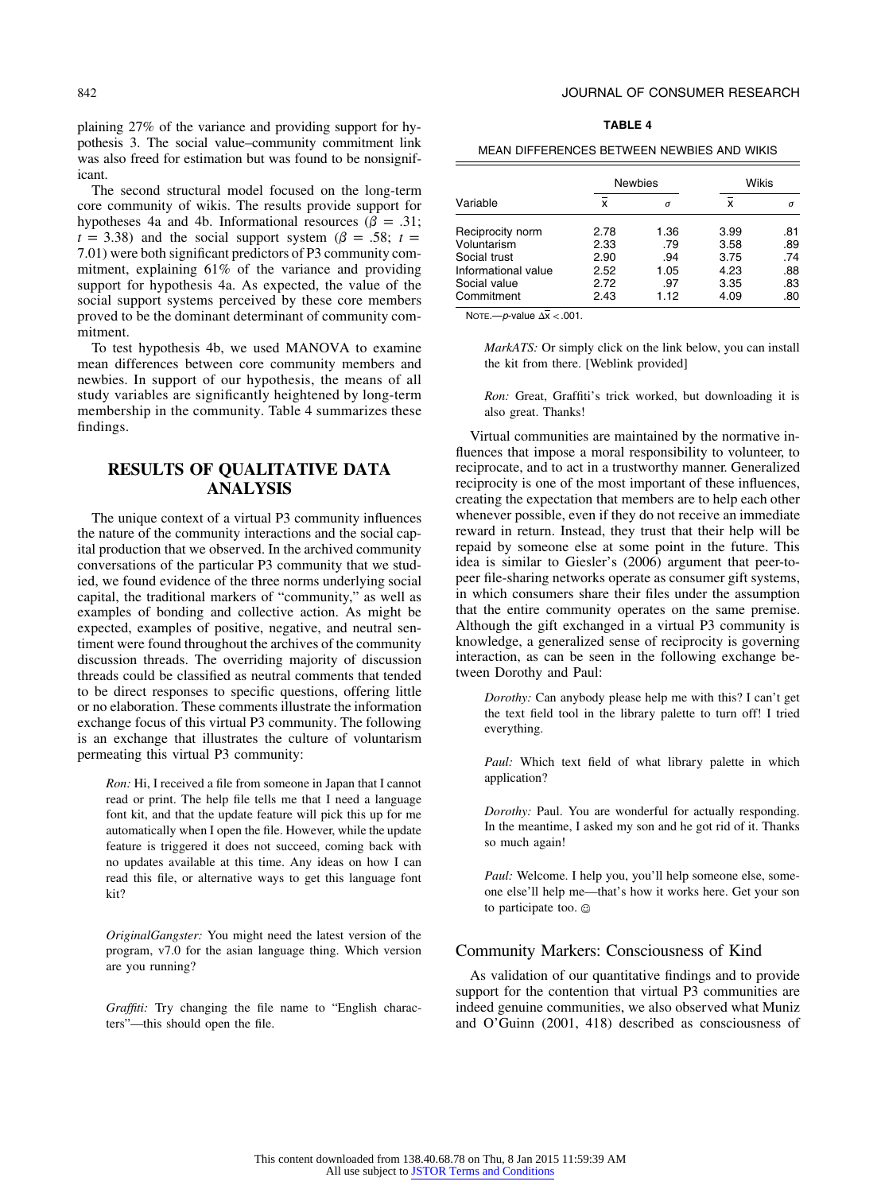plaining 27% of the variance and providing support for hypothesis 3. The social value–community commitment link was also freed for estimation but was found to be nonsignificant.

The second structural model focused on the long-term core community of wikis. The results provide support for hypotheses 4a and 4b. Informational resources ($\beta = .31$; $t = 3.38$) and the social support system ($\beta = .58$; $t = 7.01$) were both significant predictors of P3 community commitment, explaining 61% of the variance and providing support for hypothesis 4a. As expected, the value of the social support systems perceived by these core members proved to be the dominant determinant of community commitment.

To test hypothesis 4b, we used MANOVA to examine mean differences between core community members and newbies. In support of our hypothesis, the means of all study variables are significantly heightened by long-term membership in the community. Table 4 summarizes these findings.

## RESULTS OF QUALITATIVE DATA ANALYSIS

The unique context of a virtual P3 community influences the nature of the community interactions and the social capital production that we observed. In the archived community conversations of the particular P3 community that we studied, we found evidence of the three norms underlying social capital, the traditional markers of "community," as well as examples of bonding and collective action. As might be expected, examples of positive, negative, and neutral sentiment were found throughout the archives of the community discussion threads. The overriding majority of discussion threads could be classified as neutral comments that tended to be direct responses to specific questions, offering little or no elaboration. These comments illustrate the information exchange focus of this virtual P3 community. The following is an exchange that illustrates the culture of voluntarism permeating this virtual P3 community:

> *Ron:* Hi, I received a file from someone in Japan that I cannot read or print. The help file tells me that I need a language font kit, and that the update feature will pick this up for me automatically when I open the file. However, while the update feature is triggered it does not succeed, coming back with no updates available at this time. Any ideas on how I can read this file, or alternative ways to get this language font kit?

> *OriginalGangster:* You might need the latest version of the program, v7.0 for the asian language thing. Which version are you running?

> *Graffiti:* Try changing the file name to "English characters"—this should open the file.

**TABLE 4**

MEAN DIFFERENCES BETWEEN NEWBIES AND WIKIS

| | Newbies | | Wikis | |
|---|---|---|---|---|
| Variable | $\bar{x}$ | $\sigma$ | $\bar{x}$ | $\sigma$ |
| Reciprocity norm | 2.78 | 1.36 | 3.99 | .81 |
| Voluntarism | 2.33 | .79 | 3.58 | .89 |
| Social trust | 2.90 | .94 | 3.75 | .74 |
| Informational value | 2.52 | 1.05 | 4.23 | .88 |
| Social value | 2.72 | .97 | 3.35 | .83 |
| Commitment | 2.43 | 1.12 | 4.09 | .80 |

NOTE.—$p$-value $\Delta\bar{x} < .001$.

> *MarkATS:* Or simply click on the link below, you can install the kit from there. [Weblink provided]

> *Ron:* Great, Graffiti's trick worked, but downloading it is also great. Thanks!

Virtual communities are maintained by the normative influences that impose a moral responsibility to volunteer, to reciprocate, and to act in a trustworthy manner. Generalized reciprocity is one of the most important of these influences, creating the expectation that members are to help each other whenever possible, even if they do not receive an immediate reward in return. Instead, they trust that their help will be repaid by someone else at some point in the future. This idea is similar to Giesler's (2006) argument that peer-to-peer file-sharing networks operate as consumer gift systems, in which consumers share their files under the assumption that the entire community operates on the same premise. Although the gift exchanged in a virtual P3 community is knowledge, a generalized sense of reciprocity is governing interaction, as can be seen in the following exchange between Dorothy and Paul:

> *Dorothy:* Can anybody please help me with this? I can't get the text field tool in the library palette to turn off! I tried everything.

> *Paul:* Which text field of what library palette in which application?

> *Dorothy:* Paul. You are wonderful for actually responding. In the meantime, I asked my son and he got rid of it. Thanks so much again!

> *Paul:* Welcome. I help you, you'll help someone else, someone else'll help me—that's how it works here. Get your son to participate too. ☺

### Community Markers: Consciousness of Kind

As validation of our quantitative findings and to provide support for the contention that virtual P3 communities are indeed genuine communities, we also observed what Muniz and O'Guinn (2001, 418) described as consciousness of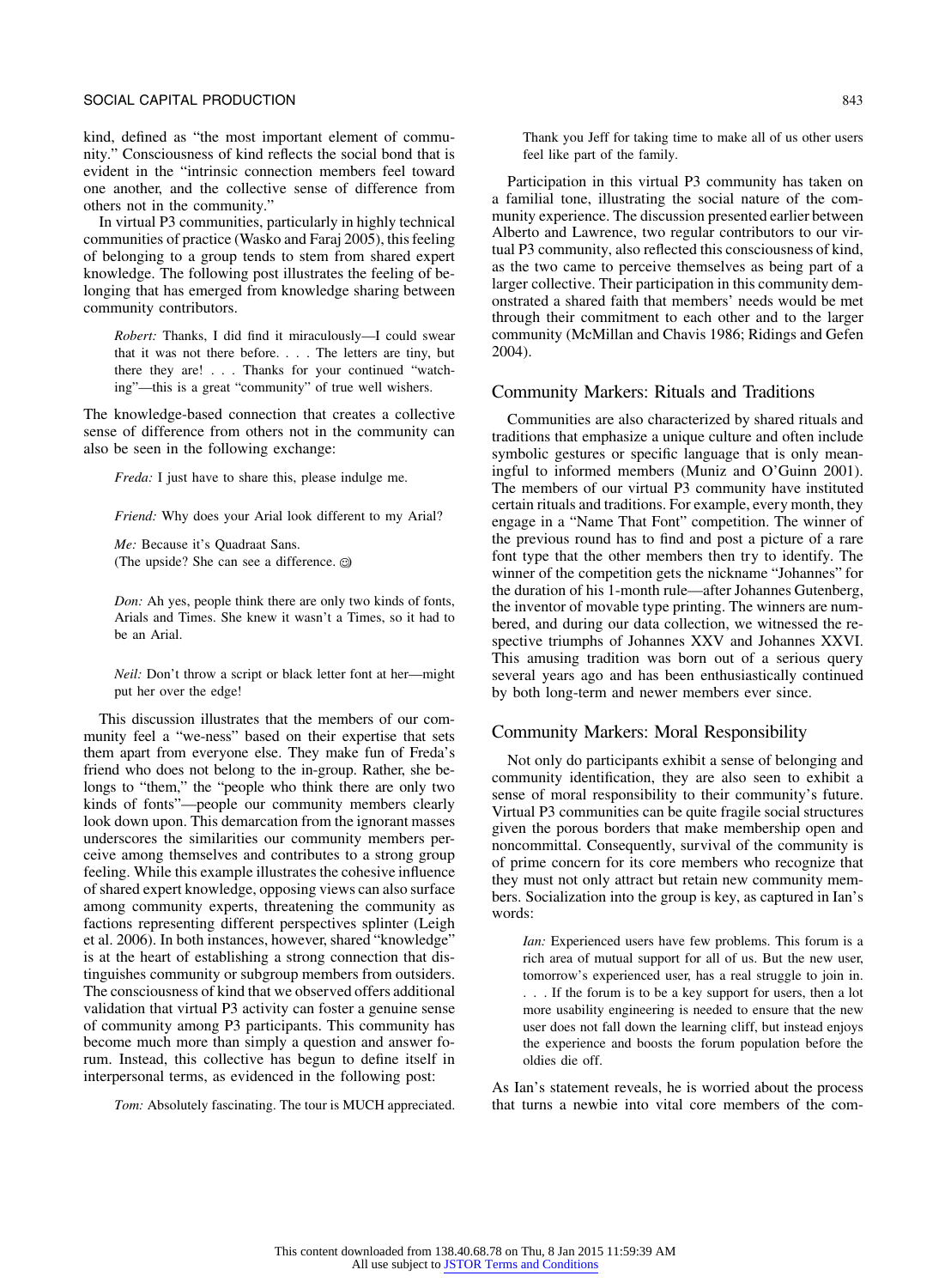kind, defined as "the most important element of community." Consciousness of kind reflects the social bond that is evident in the "intrinsic connection members feel toward one another, and the collective sense of difference from others not in the community."

In virtual P3 communities, particularly in highly technical communities of practice (Wasko and Faraj 2005), this feeling of belonging to a group tends to stem from shared expert knowledge. The following post illustrates the feeling of belonging that has emerged from knowledge sharing between community contributors.

> *Robert:* Thanks, I did find it miraculously—I could swear that it was not there before. . . . The letters are tiny, but there they are! . . . Thanks for your continued "watching"—this is a great "community" of true well wishers.

The knowledge-based connection that creates a collective sense of difference from others not in the community can also be seen in the following exchange:

> *Freda:* I just have to share this, please indulge me.
>
> *Friend:* Why does your Arial look different to my Arial?
>
> *Me:* Because it's Quadraat Sans.
> (The upside? She can see a difference. ☺)
>
> *Don:* Ah yes, people think there are only two kinds of fonts, Arials and Times. She knew it wasn't a Times, so it had to be an Arial.
>
> *Neil:* Don't throw a script or black letter font at her—might put her over the edge!

This discussion illustrates that the members of our community feel a "we-ness" based on their expertise that sets them apart from everyone else. They make fun of Freda's friend who does not belong to the in-group. Rather, she belongs to "them," the "people who think there are only two kinds of fonts"—people our community members clearly look down upon. This demarcation from the ignorant masses underscores the similarities our community members perceive among themselves and contributes to a strong group feeling. While this example illustrates the cohesive influence of shared expert knowledge, opposing views can also surface among community experts, threatening the community as factions representing different perspectives splinter (Leigh et al. 2006). In both instances, however, shared "knowledge" is at the heart of establishing a strong connection that distinguishes community or subgroup members from outsiders. The consciousness of kind that we observed offers additional validation that virtual P3 activity can foster a genuine sense of community among P3 participants. This community has become much more than simply a question and answer forum. Instead, this collective has begun to define itself in interpersonal terms, as evidenced in the following post:

> *Tom:* Absolutely fascinating. The tour is MUCH appreciated. Thank you Jeff for taking time to make all of us other users feel like part of the family.

Participation in this virtual P3 community has taken on a familial tone, illustrating the social nature of the community experience. The discussion presented earlier between Alberto and Lawrence, two regular contributors to our virtual P3 community, also reflected this consciousness of kind, as the two came to perceive themselves as being part of a larger collective. Their participation in this community demonstrated a shared faith that members' needs would be met through their commitment to each other and to the larger community (McMillan and Chavis 1986; Ridings and Gefen 2004).

## Community Markers: Rituals and Traditions

Communities are also characterized by shared rituals and traditions that emphasize a unique culture and often include symbolic gestures or specific language that is only meaningful to informed members (Muniz and O'Guinn 2001). The members of our virtual P3 community have instituted certain rituals and traditions. For example, every month, they engage in a "Name That Font" competition. The winner of the previous round has to find and post a picture of a rare font type that the other members then try to identify. The winner of the competition gets the nickname "Johannes" for the duration of his 1-month rule—after Johannes Gutenberg, the inventor of movable type printing. The winners are numbered, and during our data collection, we witnessed the respective triumphs of Johannes XXV and Johannes XXVI. This amusing tradition was born out of a serious query several years ago and has been enthusiastically continued by both long-term and newer members ever since.

## Community Markers: Moral Responsibility

Not only do participants exhibit a sense of belonging and community identification, they are also seen to exhibit a sense of moral responsibility to their community's future. Virtual P3 communities can be quite fragile social structures given the porous borders that make membership open and noncommittal. Consequently, survival of the community is of prime concern for its core members who recognize that they must not only attract but retain new community members. Socialization into the group is key, as captured in Ian's words:

> *Ian:* Experienced users have few problems. This forum is a rich area of mutual support for all of us. But the new user, tomorrow's experienced user, has a real struggle to join in. . . . If the forum is to be a key support for users, then a lot more usability engineering is needed to ensure that the new user does not fall down the learning cliff, but instead enjoys the experience and boosts the forum population before the oldies die off.

As Ian's statement reveals, he is worried about the process that turns a newbie into vital core members of the com-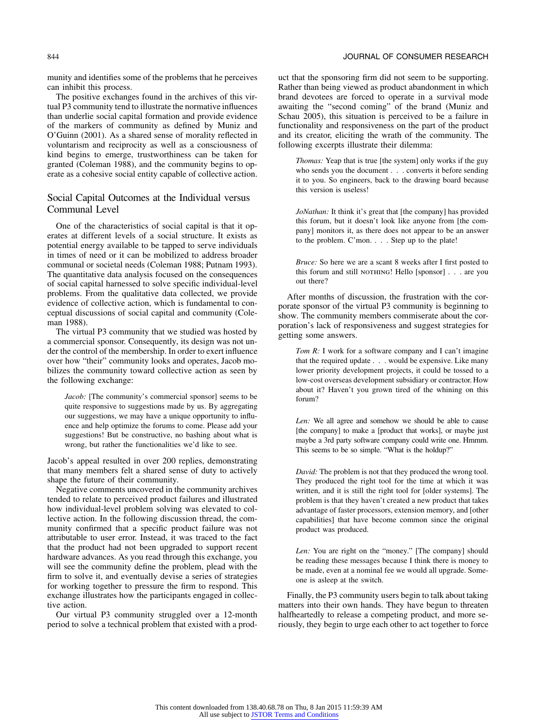munity and identifies some of the problems that he perceives can inhibit this process.

The positive exchanges found in the archives of this virtual P3 community tend to illustrate the normative influences than underlie social capital formation and provide evidence of the markers of community as defined by Muniz and O'Guinn (2001). As a shared sense of morality reflected in voluntarism and reciprocity as well as a consciousness of kind begins to emerge, trustworthiness can be taken for granted (Coleman 1988), and the community begins to operate as a cohesive social entity capable of collective action.

## Social Capital Outcomes at the Individual versus Communal Level

One of the characteristics of social capital is that it operates at different levels of a social structure. It exists as potential energy available to be tapped to serve individuals in times of need or it can be mobilized to address broader communal or societal needs (Coleman 1988; Putnam 1993). The quantitative data analysis focused on the consequences of social capital harnessed to solve specific individual-level problems. From the qualitative data collected, we provide evidence of collective action, which is fundamental to conceptual discussions of social capital and community (Coleman 1988).

The virtual P3 community that we studied was hosted by a commercial sponsor. Consequently, its design was not under the control of the membership. In order to exert influence over how "their" community looks and operates, Jacob mobilizes the community toward collective action as seen by the following exchange:

> *Jacob:* [The community's commercial sponsor] seems to be quite responsive to suggestions made by us. By aggregating our suggestions, we may have a unique opportunity to influence and help optimize the forums to come. Please add your suggestions! But be constructive, no bashing about what is wrong, but rather the functionalities we'd like to see.

Jacob's appeal resulted in over 200 replies, demonstrating that many members felt a shared sense of duty to actively shape the future of their community.

Negative comments uncovered in the community archives tended to relate to perceived product failures and illustrated how individual-level problem solving was elevated to collective action. In the following discussion thread, the community confirmed that a specific product failure was not attributable to user error. Instead, it was traced to the fact that the product had not been upgraded to support recent hardware advances. As you read through this exchange, you will see the community define the problem, plead with the firm to solve it, and eventually devise a series of strategies for working together to pressure the firm to respond. This exchange illustrates how the participants engaged in collective action.

Our virtual P3 community struggled over a 12-month period to solve a technical problem that existed with a product that the sponsoring firm did not seem to be supporting. Rather than being viewed as product abandonment in which brand devotees are forced to operate in a survival mode awaiting the "second coming" of the brand (Muniz and Schau 2005), this situation is perceived to be a failure in functionality and responsiveness on the part of the product and its creator, eliciting the wrath of the community. The following excerpts illustrate their dilemma:

> *Thomas:* Yeap that is true [the system] only works if the guy who sends you the document . . . converts it before sending it to you. So engineers, back to the drawing board because this version is useless!

> *JoNathan:* It think it's great that [the company] has provided this forum, but it doesn't look like anyone from [the company] monitors it, as there does not appear to be an answer to the problem. C'mon. . . . Step up to the plate!

> *Bruce:* So here we are a scant 8 weeks after I first posted to this forum and still NOTHING! Hello [sponsor] . . . are you out there?

After months of discussion, the frustration with the corporate sponsor of the virtual P3 community is beginning to show. The community members commiserate about the corporation's lack of responsiveness and suggest strategies for getting some answers.

> *Tom R:* I work for a software company and I can't imagine that the required update . . . would be expensive. Like many lower priority development projects, it could be tossed to a low-cost overseas development subsidiary or contractor. How about it? Haven't you grown tired of the whining on this forum?

> *Len:* We all agree and somehow we should be able to cause [the company] to make a [product that works], or maybe just maybe a 3rd party software company could write one. Hmmm. This seems to be so simple. "What is the holdup?"

> *David:* The problem is not that they produced the wrong tool. They produced the right tool for the time at which it was written, and it is still the right tool for [older systems]. The problem is that they haven't created a new product that takes advantage of faster processors, extension memory, and [other capabilities] that have become common since the original product was produced.

> *Len:* You are right on the "money." [The company] should be reading these messages because I think there is money to be made, even at a nominal fee we would all upgrade. Someone is asleep at the switch.

Finally, the P3 community users begin to talk about taking matters into their own hands. They have begun to threaten halfheartedly to release a competing product, and more seriously, they begin to urge each other to act together to force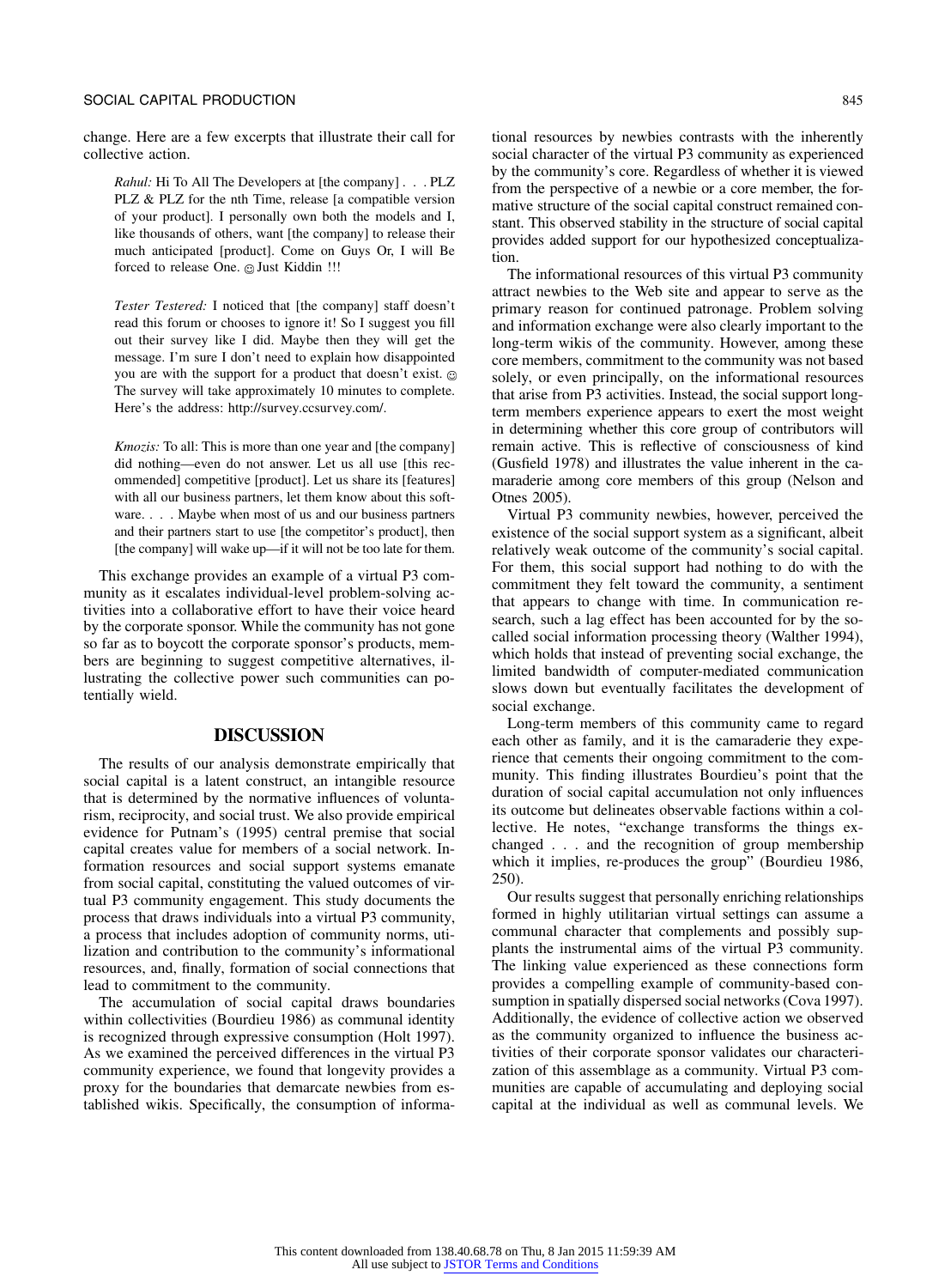change. Here are a few excerpts that illustrate their call for collective action.

> *Rahul:* Hi To All The Developers at [the company] . . . PLZ PLZ & PLZ for the nth Time, release [a compatible version of your product]. I personally own both the models and I, like thousands of others, want [the company] to release their much anticipated [product]. Come on Guys Or, I will Be forced to release One. ☺ Just Kiddin !!!

> *Tester Testered:* I noticed that [the company] staff doesn't read this forum or chooses to ignore it! So I suggest you fill out their survey like I did. Maybe then they will get the message. I'm sure I don't need to explain how disappointed you are with the support for a product that doesn't exist. ☺ The survey will take approximately 10 minutes to complete. Here's the address: http://survey.ccsurvey.com/.

> *Kmozis:* To all: This is more than one year and [the company] did nothing—even do not answer. Let us all use [this recommended] competitive [product]. Let us share its [features] with all our business partners, let them know about this software. . . . Maybe when most of us and our business partners and their partners start to use [the competitor's product], then [the company] will wake up—if it will not be too late for them.

This exchange provides an example of a virtual P3 community as it escalates individual-level problem-solving activities into a collaborative effort to have their voice heard by the corporate sponsor. While the community has not gone so far as to boycott the corporate sponsor's products, members are beginning to suggest competitive alternatives, illustrating the collective power such communities can potentially wield.

## DISCUSSION

The results of our analysis demonstrate empirically that social capital is a latent construct, an intangible resource that is determined by the normative influences of voluntarism, reciprocity, and social trust. We also provide empirical evidence for Putnam's (1995) central premise that social capital creates value for members of a social network. Information resources and social support systems emanate from social capital, constituting the valued outcomes of virtual P3 community engagement. This study documents the process that draws individuals into a virtual P3 community, a process that includes adoption of community norms, utilization and contribution to the community's informational resources, and, finally, formation of social connections that lead to commitment to the community.

The accumulation of social capital draws boundaries within collectivities (Bourdieu 1986) as communal identity is recognized through expressive consumption (Holt 1997). As we examined the perceived differences in the virtual P3 community experience, we found that longevity provides a proxy for the boundaries that demarcate newbies from established wikis. Specifically, the consumption of informational resources by newbies contrasts with the inherently social character of the virtual P3 community as experienced by the community's core. Regardless of whether it is viewed from the perspective of a newbie or a core member, the formative structure of the social capital construct remained constant. This observed stability in the structure of social capital provides added support for our hypothesized conceptualization.

The informational resources of this virtual P3 community attract newbies to the Web site and appear to serve as the primary reason for continued patronage. Problem solving and information exchange were also clearly important to the long-term wikis of the community. However, among these core members, commitment to the community was not based solely, or even principally, on the informational resources that arise from P3 activities. Instead, the social support long-term members experience appears to exert the most weight in determining whether this core group of contributors will remain active. This is reflective of consciousness of kind (Gusfield 1978) and illustrates the value inherent in the camaraderie among core members of this group (Nelson and Otnes 2005).

Virtual P3 community newbies, however, perceived the existence of the social support system as a significant, albeit relatively weak outcome of the community's social capital. For them, this social support had nothing to do with the commitment they felt toward the community, a sentiment that appears to change with time. In communication research, such a lag effect has been accounted for by the so-called social information processing theory (Walther 1994), which holds that instead of preventing social exchange, the limited bandwidth of computer-mediated communication slows down but eventually facilitates the development of social exchange.

Long-term members of this community came to regard each other as family, and it is the camaraderie they experience that cements their ongoing commitment to the community. This finding illustrates Bourdieu's point that the duration of social capital accumulation not only influences its outcome but delineates observable factions within a collective. He notes, "exchange transforms the things exchanged . . . and the recognition of group membership which it implies, re-produces the group" (Bourdieu 1986, 250).

Our results suggest that personally enriching relationships formed in highly utilitarian virtual settings can assume a communal character that complements and possibly supplants the instrumental aims of the virtual P3 community. The linking value experienced as these connections form provides a compelling example of community-based consumption in spatially dispersed social networks (Cova 1997). Additionally, the evidence of collective action we observed as the community organized to influence the business activities of their corporate sponsor validates our characterization of this assemblage as a community. Virtual P3 communities are capable of accumulating and deploying social capital at the individual as well as communal levels. We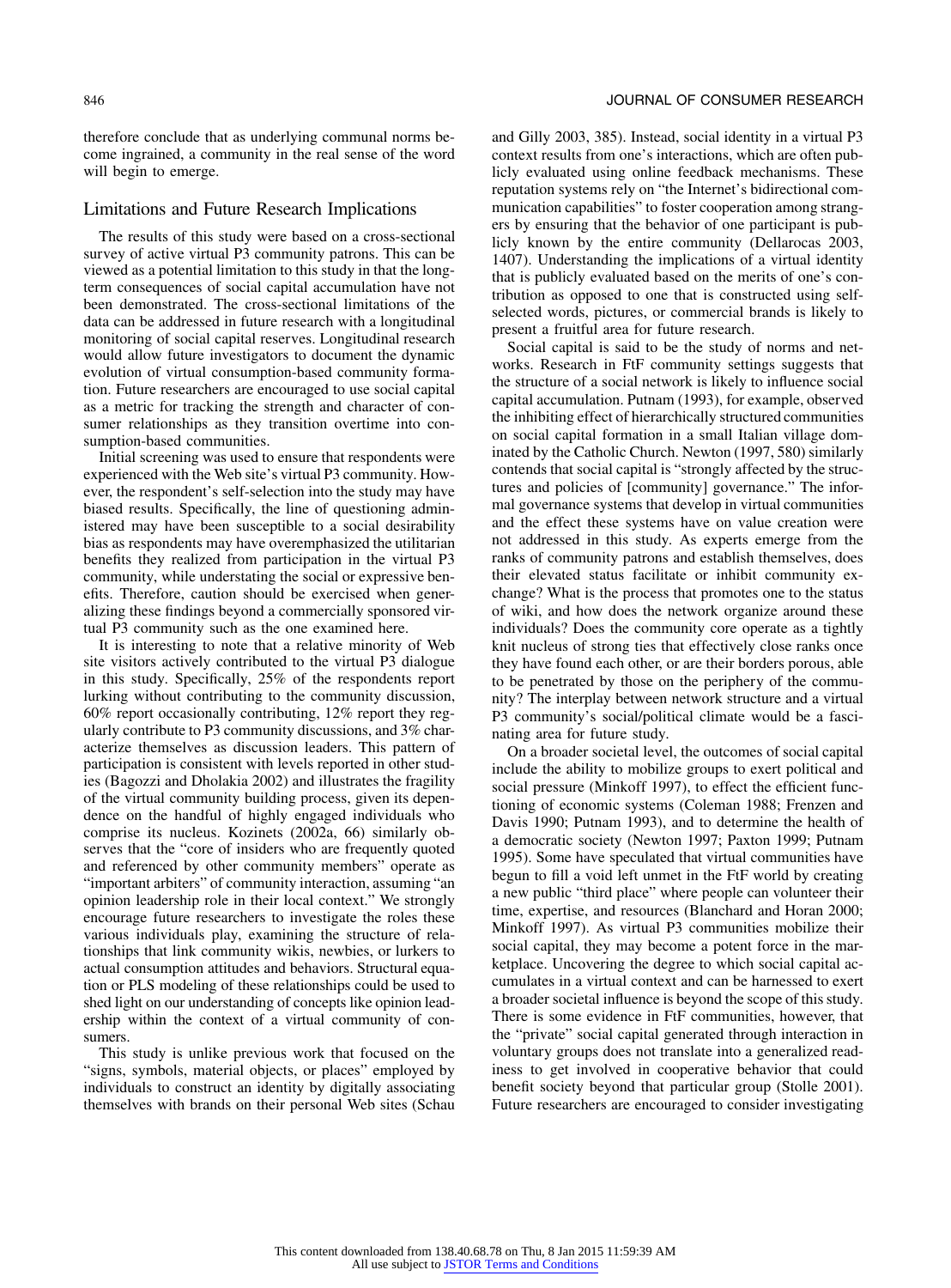therefore conclude that as underlying communal norms become ingrained, a community in the real sense of the word will begin to emerge.

## Limitations and Future Research Implications

The results of this study were based on a cross-sectional survey of active virtual P3 community patrons. This can be viewed as a potential limitation to this study in that the long-term consequences of social capital accumulation have not been demonstrated. The cross-sectional limitations of the data can be addressed in future research with a longitudinal monitoring of social capital reserves. Longitudinal research would allow future investigators to document the dynamic evolution of virtual consumption-based community formation. Future researchers are encouraged to use social capital as a metric for tracking the strength and character of consumer relationships as they transition overtime into consumption-based communities.

Initial screening was used to ensure that respondents were experienced with the Web site's virtual P3 community. However, the respondent's self-selection into the study may have biased results. Specifically, the line of questioning administered may have been susceptible to a social desirability bias as respondents may have overemphasized the utilitarian benefits they realized from participation in the virtual P3 community, while understating the social or expressive benefits. Therefore, caution should be exercised when generalizing these findings beyond a commercially sponsored virtual P3 community such as the one examined here.

It is interesting to note that a relative minority of Web site visitors actively contributed to the virtual P3 dialogue in this study. Specifically, 25% of the respondents report lurking without contributing to the community discussion, 60% report occasionally contributing, 12% report they regularly contribute to P3 community discussions, and 3% characterize themselves as discussion leaders. This pattern of participation is consistent with levels reported in other studies (Bagozzi and Dholakia 2002) and illustrates the fragility of the virtual community building process, given its dependence on the handful of highly engaged individuals who comprise its nucleus. Kozinets (2002a, 66) similarly observes that the "core of insiders who are frequently quoted and referenced by other community members" operate as "important arbiters" of community interaction, assuming "an opinion leadership role in their local context." We strongly encourage future researchers to investigate the roles these various individuals play, examining the structure of relationships that link community wikis, newbies, or lurkers to actual consumption attitudes and behaviors. Structural equation or PLS modeling of these relationships could be used to shed light on our understanding of concepts like opinion leadership within the context of a virtual community of consumers.

This study is unlike previous work that focused on the "signs, symbols, material objects, or places" employed by individuals to construct an identity by digitally associating themselves with brands on their personal Web sites (Schau and Gilly 2003, 385). Instead, social identity in a virtual P3 context results from one's interactions, which are often publicly evaluated using online feedback mechanisms. These reputation systems rely on "the Internet's bidirectional communication capabilities" to foster cooperation among strangers by ensuring that the behavior of one participant is publicly known by the entire community (Dellarocas 2003, 1407). Understanding the implications of a virtual identity that is publicly evaluated based on the merits of one's contribution as opposed to one that is constructed using self-selected words, pictures, or commercial brands is likely to present a fruitful area for future research.

Social capital is said to be the study of norms and networks. Research in FtF community settings suggests that the structure of a social network is likely to influence social capital accumulation. Putnam (1993), for example, observed the inhibiting effect of hierarchically structured communities on social capital formation in a small Italian village dominated by the Catholic Church. Newton (1997, 580) similarly contends that social capital is "strongly affected by the structures and policies of [community] governance." The informal governance systems that develop in virtual communities and the effect these systems have on value creation were not addressed in this study. As experts emerge from the ranks of community patrons and establish themselves, does their elevated status facilitate or inhibit community exchange? What is the process that promotes one to the status of wiki, and how does the network organize around these individuals? Does the community core operate as a tightly knit nucleus of strong ties that effectively close ranks once they have found each other, or are their borders porous, able to be penetrated by those on the periphery of the community? The interplay between network structure and a virtual P3 community's social/political climate would be a fascinating area for future study.

On a broader societal level, the outcomes of social capital include the ability to mobilize groups to exert political and social pressure (Minkoff 1997), to effect the efficient functioning of economic systems (Coleman 1988; Frenzen and Davis 1990; Putnam 1993), and to determine the health of a democratic society (Newton 1997; Paxton 1999; Putnam 1995). Some have speculated that virtual communities have begun to fill a void left unmet in the FtF world by creating a new public "third place" where people can volunteer their time, expertise, and resources (Blanchard and Horan 2000; Minkoff 1997). As virtual P3 communities mobilize their social capital, they may become a potent force in the marketplace. Uncovering the degree to which social capital accumulates in a virtual context and can be harnessed to exert a broader societal influence is beyond the scope of this study. There is some evidence in FtF communities, however, that the "private" social capital generated through interaction in voluntary groups does not translate into a generalized readiness to get involved in cooperative behavior that could benefit society beyond that particular group (Stolle 2001). Future researchers are encouraged to consider investigating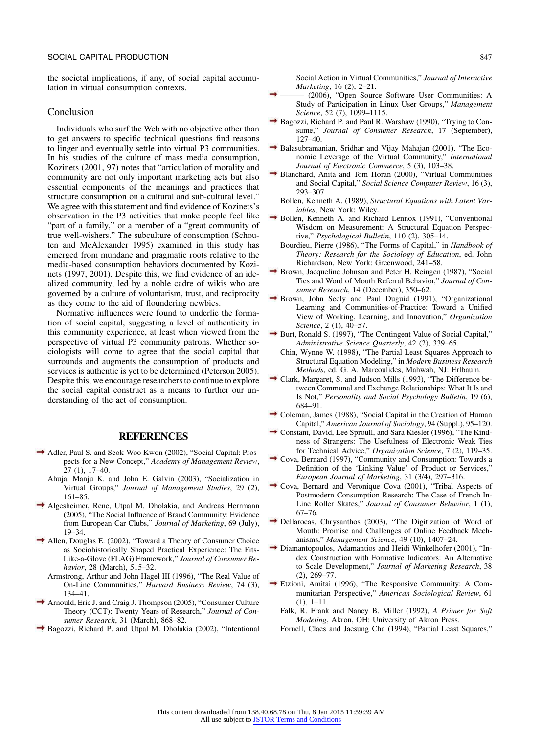the societal implications, if any, of social capital accumulation in virtual consumption contexts.

## Conclusion

Individuals who surf the Web with no objective other than to get answers to specific technical questions find reasons to linger and eventually settle into virtual P3 communities. In his studies of the culture of mass media consumption, Kozinets (2001, 97) notes that "articulation of morality and community are not only important marketing acts but also essential components of the meanings and practices that structure consumption on a cultural and sub-cultural level." We agree with this statement and find evidence of Kozinets's observation in the P3 activities that make people feel like "part of a family," or a member of a "great community of true well-wishers." The subculture of consumption (Schouten and McAlexander 1995) examined in this study has emerged from mundane and pragmatic roots relative to the media-based consumption behaviors documented by Kozinets (1997, 2001). Despite this, we find evidence of an idealized community, led by a noble cadre of wikis who are governed by a culture of voluntarism, trust, and reciprocity as they come to the aid of floundering newbies.

Normative influences were found to underlie the formation of social capital, suggesting a level of authenticity in this community experience, at least when viewed from the perspective of virtual P3 community patrons. Whether sociologists will come to agree that the social capital that surrounds and augments the consumption of products and services is authentic is yet to be determined (Peterson 2005). Despite this, we encourage researchers to continue to explore the social capital construct as a means to further our understanding of the act of consumption.

## REFERENCES

Adler, Paul S. and Seok-Woo Kwon (2002), "Social Capital: Prospects for a New Concept," *Academy of Management Review*, 27 (1), 17–40.

Ahuja, Manju K. and John E. Galvin (2003), "Socialization in Virtual Groups," *Journal of Management Studies*, 29 (2), 161–85.

Algesheimer, Rene, Utpal M. Dholakia, and Andreas Herrmann (2005), "The Social Influence of Brand Community: Evidence from European Car Clubs," *Journal of Marketing*, 69 (July), 19–34.

Allen, Douglas E. (2002), "Toward a Theory of Consumer Choice as Sociohistorically Shaped Practical Experience: The Fits-Like-a-Glove (FLAG) Framework," *Journal of Consumer Behavior*, 28 (March), 515–32.

Armstrong, Arthur and John Hagel III (1996), "The Real Value of On-Line Communities," *Harvard Business Review*, 74 (3), 134–41.

Arnould, Eric J. and Craig J. Thompson (2005), "Consumer Culture Theory (CCT): Twenty Years of Research," *Journal of Consumer Research*, 31 (March), 868–82.

Bagozzi, Richard P. and Utpal M. Dholakia (2002), "Intentional Social Action in Virtual Communities," *Journal of Interactive Marketing*, 16 (2), 2–21.

——— (2006), "Open Source Software User Communities: A Study of Participation in Linux User Groups," *Management Science*, 52 (7), 1099–1115.

Bagozzi, Richard P. and Paul R. Warshaw (1990), "Trying to Consume," *Journal of Consumer Research*, 17 (September), 127–40.

Balasubramanian, Sridhar and Vijay Mahajan (2001), "The Economic Leverage of the Virtual Community," *International Journal of Electronic Commerce*, 5 (3), 103–38.

Blanchard, Anita and Tom Horan (2000), "Virtual Communities and Social Capital," *Social Science Computer Review*, 16 (3), 293–307.

Bollen, Kenneth A. (1989), *Structural Equations with Latent Variables*, New York: Wiley.

Bollen, Kenneth A. and Richard Lennox (1991), "Conventional Wisdom on Measurement: A Structural Equation Perspective," *Psychological Bulletin*, 110 (2), 305–14.

Bourdieu, Pierre (1986), "The Forms of Capital," in *Handbook of Theory: Research for the Sociology of Education*, ed. John Richardson, New York: Greenwood, 241–58.

Brown, Jacqueline Johnson and Peter H. Reingen (1987), "Social Ties and Word of Mouth Referral Behavior," *Journal of Consumer Research*, 14 (December), 350–62.

Brown, John Seely and Paul Duguid (1991), "Organizational Learning and Communities-of-Practice: Toward a Unified View of Working, Learning, and Innovation," *Organization Science*, 2 (1), 40–57.

Burt, Ronald S. (1997), "The Contingent Value of Social Capital," *Administrative Science Quarterly*, 42 (2), 339–65.

Chin, Wynne W. (1998), "The Partial Least Squares Approach to Structural Equation Modeling," in *Modern Business Research Methods*, ed. G. A. Marcoulides, Mahwah, NJ: Erlbaum.

Clark, Margaret, S. and Judson Mills (1993), "The Difference between Communal and Exchange Relationships: What It Is and Is Not," *Personality and Social Psychology Bulletin*, 19 (6), 684–91.

Coleman, James (1988), "Social Capital in the Creation of Human Capital," *American Journal of Sociology*, 94 (Suppl.), 95–120.

Constant, David, Lee Sproull, and Sara Kiesler (1996), "The Kindness of Strangers: The Usefulness of Electronic Weak Ties for Technical Advice," *Organization Science*, 7 (2), 119–35.

Cova, Bernard (1997), "Community and Consumption: Towards a Definition of the 'Linking Value' of Product or Services," *European Journal of Marketing*, 31 (3/4), 297–316.

Cova, Bernard and Veronique Cova (2001), "Tribal Aspects of Postmodern Consumption Research: The Case of French In-Line Roller Skates," *Journal of Consumer Behavior*, 1 (1), 67–76.

Dellarocas, Chrysanthos (2003), "The Digitization of Word of Mouth: Promise and Challenges of Online Feedback Mechanisms," *Management Science*, 49 (10), 1407–24.

Diamantopoulos, Adamantios and Heidi Winkelhofer (2001), "Index Construction with Formative Indicators: An Alternative to Scale Development," *Journal of Marketing Research*, 38 (2), 269–77.

Etzioni, Amitai (1996), "The Responsive Community: A Communitarian Perspective," *American Sociological Review*, 61 (1), 1–11.

Falk, R. Frank and Nancy B. Miller (1992), *A Primer for Soft Modeling*, Akron, OH: University of Akron Press.

Fornell, Claes and Jaesung Cha (1994), "Partial Least Squares,"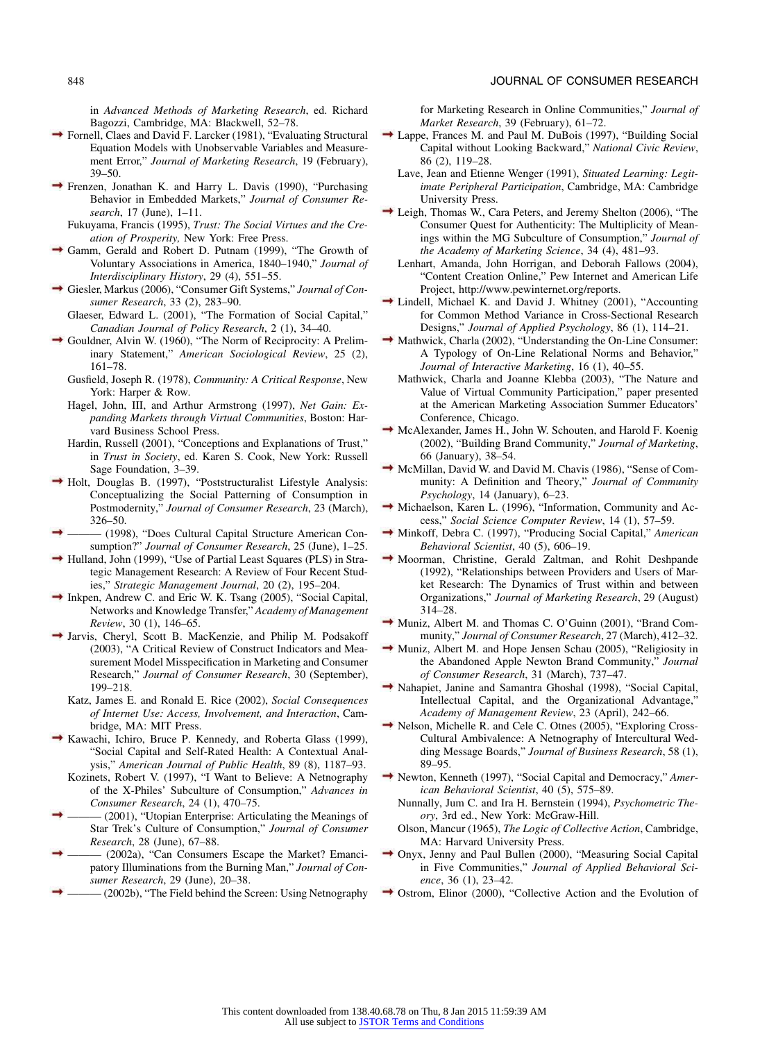in *Advanced Methods of Marketing Research*, ed. Richard Bagozzi, Cambridge, MA: Blackwell, 52–78.

Fornell, Claes and David F. Larcker (1981), "Evaluating Structural Equation Models with Unobservable Variables and Measurement Error," *Journal of Marketing Research*, 19 (February), 39–50.

Frenzen, Jonathan K. and Harry L. Davis (1990), "Purchasing Behavior in Embedded Markets," *Journal of Consumer Research*, 17 (June), 1–11.

Fukuyama, Francis (1995), *Trust: The Social Virtues and the Creation of Prosperity,* New York: Free Press.

Gamm, Gerald and Robert D. Putnam (1999), "The Growth of Voluntary Associations in America, 1840–1940," *Journal of Interdisciplinary History*, 29 (4), 551–55.

Giesler, Markus (2006), "Consumer Gift Systems," *Journal of Consumer Research*, 33 (2), 283–90.

Glaeser, Edward L. (2001), "The Formation of Social Capital," *Canadian Journal of Policy Research*, 2 (1), 34–40.

Gouldner, Alvin W. (1960), "The Norm of Reciprocity: A Preliminary Statement," *American Sociological Review*, 25 (2), 161–78.

Gusfield, Joseph R. (1978), *Community: A Critical Response*, New York: Harper & Row.

Hagel, John, III, and Arthur Armstrong (1997), *Net Gain: Expanding Markets through Virtual Communities*, Boston: Harvard Business School Press.

Hardin, Russell (2001), "Conceptions and Explanations of Trust," in *Trust in Society*, ed. Karen S. Cook, New York: Russell Sage Foundation, 3–39.

Holt, Douglas B. (1997), "Poststructuralist Lifestyle Analysis: Conceptualizing the Social Patterning of Consumption in Postmodernity," *Journal of Consumer Research*, 23 (March), 326–50.

——— (1998), "Does Cultural Capital Structure American Consumption?" *Journal of Consumer Research*, 25 (June), 1–25.

Hulland, John (1999), "Use of Partial Least Squares (PLS) in Strategic Management Research: A Review of Four Recent Studies," *Strategic Management Journal*, 20 (2), 195–204.

Inkpen, Andrew C. and Eric W. K. Tsang (2005), "Social Capital, Networks and Knowledge Transfer," *Academy of Management Review*, 30 (1), 146–65.

Jarvis, Cheryl, Scott B. MacKenzie, and Philip M. Podsakoff (2003), "A Critical Review of Construct Indicators and Measurement Model Misspecification in Marketing and Consumer Research," *Journal of Consumer Research*, 30 (September), 199–218.

Katz, James E. and Ronald E. Rice (2002), *Social Consequences of Internet Use: Access, Involvement, and Interaction*, Cambridge, MA: MIT Press.

Kawachi, Ichiro, Bruce P. Kennedy, and Roberta Glass (1999), "Social Capital and Self-Rated Health: A Contextual Analysis," *American Journal of Public Health*, 89 (8), 1187–93.

Kozinets, Robert V. (1997), "I Want to Believe: A Netnography of the X-Philes' Subculture of Consumption," *Advances in Consumer Research*, 24 (1), 470–75.

——— (2001), "Utopian Enterprise: Articulating the Meanings of Star Trek's Culture of Consumption," *Journal of Consumer Research*, 28 (June), 67–88.

——— (2002a), "Can Consumers Escape the Market? Emancipatory Illuminations from the Burning Man," *Journal of Consumer Research*, 29 (June), 20–38.

——— (2002b), "The Field behind the Screen: Using Netnography for Marketing Research in Online Communities," *Journal of Market Research*, 39 (February), 61–72.

Lappe, Frances M. and Paul M. DuBois (1997), "Building Social Capital without Looking Backward," *National Civic Review*, 86 (2), 119–28.

Lave, Jean and Etienne Wenger (1991), *Situated Learning: Legitimate Peripheral Participation*, Cambridge, MA: Cambridge University Press.

Leigh, Thomas W., Cara Peters, and Jeremy Shelton (2006), "The Consumer Quest for Authenticity: The Multiplicity of Meanings within the MG Subculture of Consumption," *Journal of the Academy of Marketing Science*, 34 (4), 481–93.

Lenhart, Amanda, John Horrigan, and Deborah Fallows (2004), "Content Creation Online," Pew Internet and American Life Project, http://www.pewinternet.org/reports.

Lindell, Michael K. and David J. Whitney (2001), "Accounting for Common Method Variance in Cross-Sectional Research Designs," *Journal of Applied Psychology*, 86 (1), 114–21.

Mathwick, Charla (2002), "Understanding the On-Line Consumer: A Typology of On-Line Relational Norms and Behavior," *Journal of Interactive Marketing*, 16 (1), 40–55.

Mathwick, Charla and Joanne Klebba (2003), "The Nature and Value of Virtual Community Participation," paper presented at the American Marketing Association Summer Educators' Conference, Chicago.

McAlexander, James H., John W. Schouten, and Harold F. Koenig (2002), "Building Brand Community," *Journal of Marketing*, 66 (January), 38–54.

McMillan, David W. and David M. Chavis (1986), "Sense of Community: A Definition and Theory," *Journal of Community Psychology*, 14 (January), 6–23.

Michaelson, Karen L. (1996), "Information, Community and Access," *Social Science Computer Review*, 14 (1), 57–59.

Minkoff, Debra C. (1997), "Producing Social Capital," *American Behavioral Scientist*, 40 (5), 606–19.

Moorman, Christine, Gerald Zaltman, and Rohit Deshpande (1992), "Relationships between Providers and Users of Market Research: The Dynamics of Trust within and between Organizations," *Journal of Marketing Research*, 29 (August) 314–28.

Muniz, Albert M. and Thomas C. O'Guinn (2001), "Brand Community," *Journal of Consumer Research*, 27 (March), 412–32.

Muniz, Albert M. and Hope Jensen Schau (2005), "Religiosity in the Abandoned Apple Newton Brand Community," *Journal of Consumer Research*, 31 (March), 737–47.

Nahapiet, Janine and Samantra Ghoshal (1998), "Social Capital, Intellectual Capital, and the Organizational Advantage," *Academy of Management Review*, 23 (April), 242–66.

Nelson, Michelle R. and Cele C. Otnes (2005), "Exploring Cross-Cultural Ambivalence: A Netnography of Intercultural Wedding Message Boards," *Journal of Business Research*, 58 (1), 89–95.

Newton, Kenneth (1997), "Social Capital and Democracy," *American Behavioral Scientist*, 40 (5), 575–89.

Nunnally, Jum C. and Ira H. Bernstein (1994), *Psychometric Theory*, 3rd ed., New York: McGraw-Hill.

Olson, Mancur (1965), *The Logic of Collective Action*, Cambridge, MA: Harvard University Press.

Onyx, Jenny and Paul Bullen (2000), "Measuring Social Capital in Five Communities," *Journal of Applied Behavioral Science*, 36 (1), 23–42.

Ostrom, Elinor (2000), "Collective Action and the Evolution of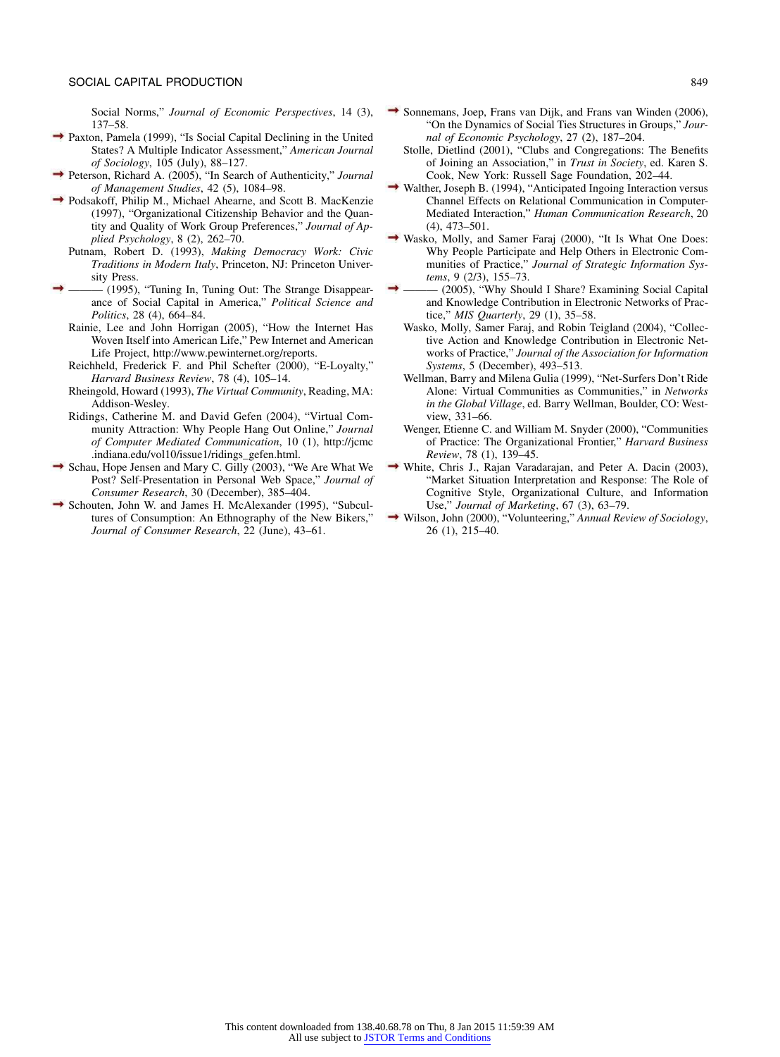Social Norms," *Journal of Economic Perspectives*, 14 (3), 137–58.

Paxton, Pamela (1999), "Is Social Capital Declining in the United States? A Multiple Indicator Assessment," *American Journal of Sociology*, 105 (July), 88–127.

Peterson, Richard A. (2005), "In Search of Authenticity," *Journal of Management Studies*, 42 (5), 1084–98.

Podsakoff, Philip M., Michael Ahearne, and Scott B. MacKenzie (1997), "Organizational Citizenship Behavior and the Quantity and Quality of Work Group Preferences," *Journal of Applied Psychology*, 8 (2), 262–70.

Putnam, Robert D. (1993), *Making Democracy Work: Civic Traditions in Modern Italy*, Princeton, NJ: Princeton University Press.

——— (1995), "Tuning In, Tuning Out: The Strange Disappearance of Social Capital in America," *Political Science and Politics*, 28 (4), 664–84.

Rainie, Lee and John Horrigan (2005), "How the Internet Has Woven Itself into American Life," Pew Internet and American Life Project, http://www.pewinternet.org/reports.

Reichheld, Frederick F. and Phil Schefter (2000), "E-Loyalty," *Harvard Business Review*, 78 (4), 105–14.

Rheingold, Howard (1993), *The Virtual Community*, Reading, MA: Addison-Wesley.

Ridings, Catherine M. and David Gefen (2004), "Virtual Community Attraction: Why People Hang Out Online," *Journal of Computer Mediated Communication*, 10 (1), http://jcmc.indiana.edu/vol10/issue1/ridings_gefen.html.

Schau, Hope Jensen and Mary C. Gilly (2003), "We Are What We Post? Self-Presentation in Personal Web Space," *Journal of Consumer Research*, 30 (December), 385–404.

Schouten, John W. and James H. McAlexander (1995), "Subcultures of Consumption: An Ethnography of the New Bikers," *Journal of Consumer Research*, 22 (June), 43–61.

Sonnemans, Joep, Frans van Dijk, and Frans van Winden (2006), "On the Dynamics of Social Ties Structures in Groups," *Journal of Economic Psychology*, 27 (2), 187–204.

Stolle, Dietlind (2001), "Clubs and Congregations: The Benefits of Joining an Association," in *Trust in Society*, ed. Karen S. Cook, New York: Russell Sage Foundation, 202–44.

Walther, Joseph B. (1994), "Anticipated Ingoing Interaction versus Channel Effects on Relational Communication in Computer-Mediated Interaction," *Human Communication Research*, 20 (4), 473–501.

Wasko, Molly, and Samer Faraj (2000), "It Is What One Does: Why People Participate and Help Others in Electronic Communities of Practice," *Journal of Strategic Information Systems*, 9 (2/3), 155–73.

——— (2005), "Why Should I Share? Examining Social Capital and Knowledge Contribution in Electronic Networks of Practice," *MIS Quarterly*, 29 (1), 35–58.

Wasko, Molly, Samer Faraj, and Robin Teigland (2004), "Collective Action and Knowledge Contribution in Electronic Networks of Practice," *Journal of the Association for Information Systems*, 5 (December), 493–513.

Wellman, Barry and Milena Gulia (1999), "Net-Surfers Don't Ride Alone: Virtual Communities as Communities," in *Networks in the Global Village*, ed. Barry Wellman, Boulder, CO: Westview, 331–66.

Wenger, Etienne C. and William M. Snyder (2000), "Communities of Practice: The Organizational Frontier," *Harvard Business Review*, 78 (1), 139–45.

White, Chris J., Rajan Varadarajan, and Peter A. Dacin (2003), "Market Situation Interpretation and Response: The Role of Cognitive Style, Organizational Culture, and Information Use," *Journal of Marketing*, 67 (3), 63–79.

Wilson, John (2000), "Volunteering," *Annual Review of Sociology*, 26 (1), 215–40.